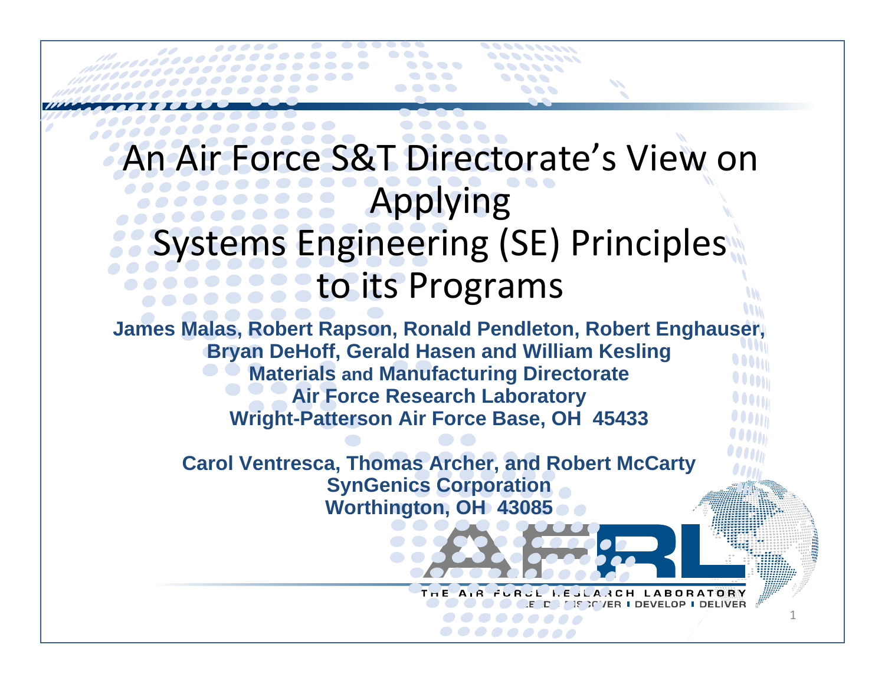# An Air Force S&T Directorate's View on Applying Systems Engineering (SE) Principles to its Programs

**James Malas, Robert Rapson, Ronald Pendleton, Robert Enghauser, Bryan DeHoff, Gerald Hasen and William Kesling**
**Materials and Manufacturing Directorate**
**Air Force Research Laboratory**
**Wright-Patterson Air Force Base, OH 45433**

**Carol Ventresca, Thomas Archer, and Robert McCarty**
**SynGenics Corporation**
**Worthington, OH 43085**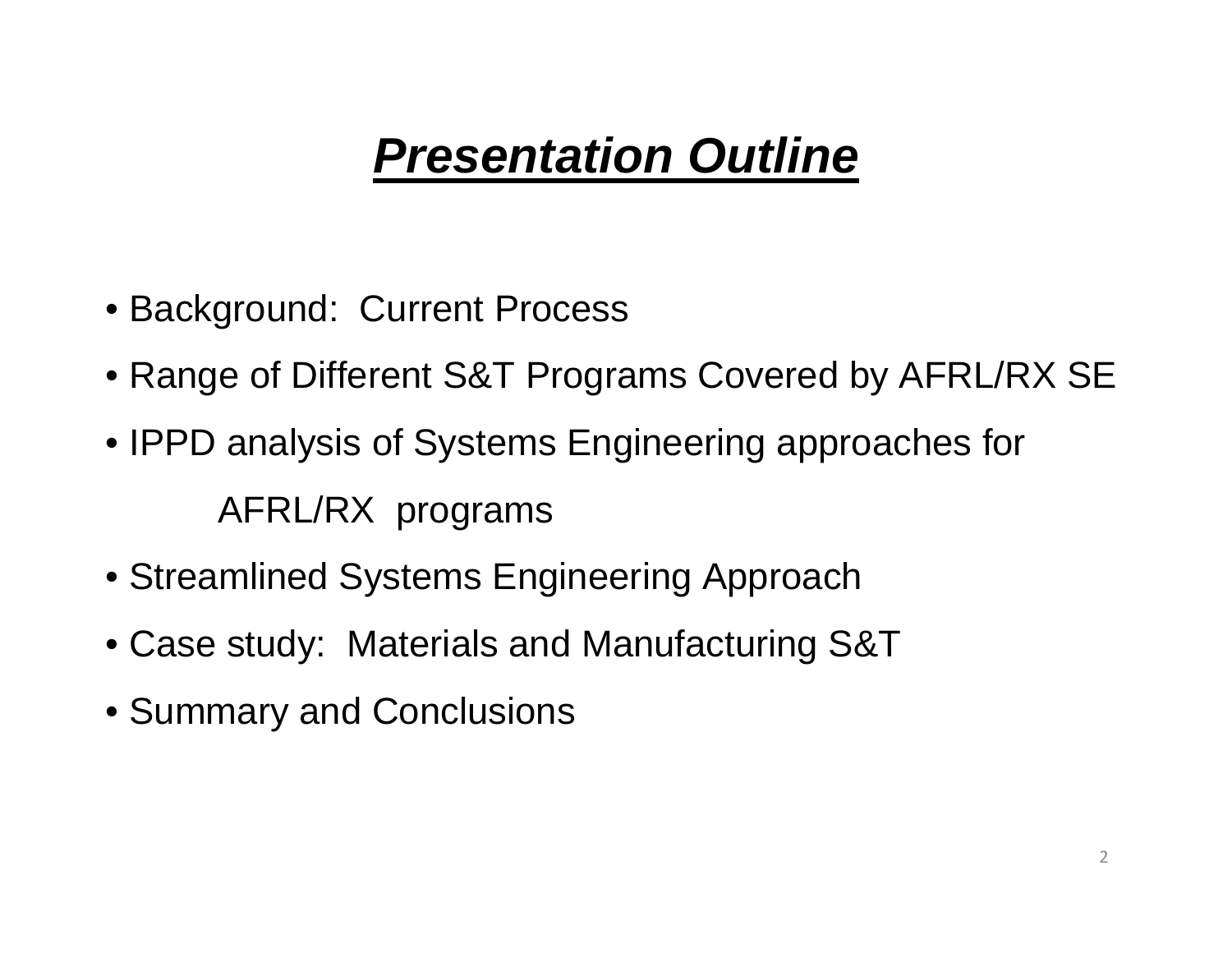# ***Presentation Outline***

- Background: Current Process
- Range of Different S&T Programs Covered by AFRL/RX SE
- IPPD analysis of Systems Engineering approaches for AFRL/RX programs
- Streamlined Systems Engineering Approach
- Case study: Materials and Manufacturing S&T
- Summary and Conclusions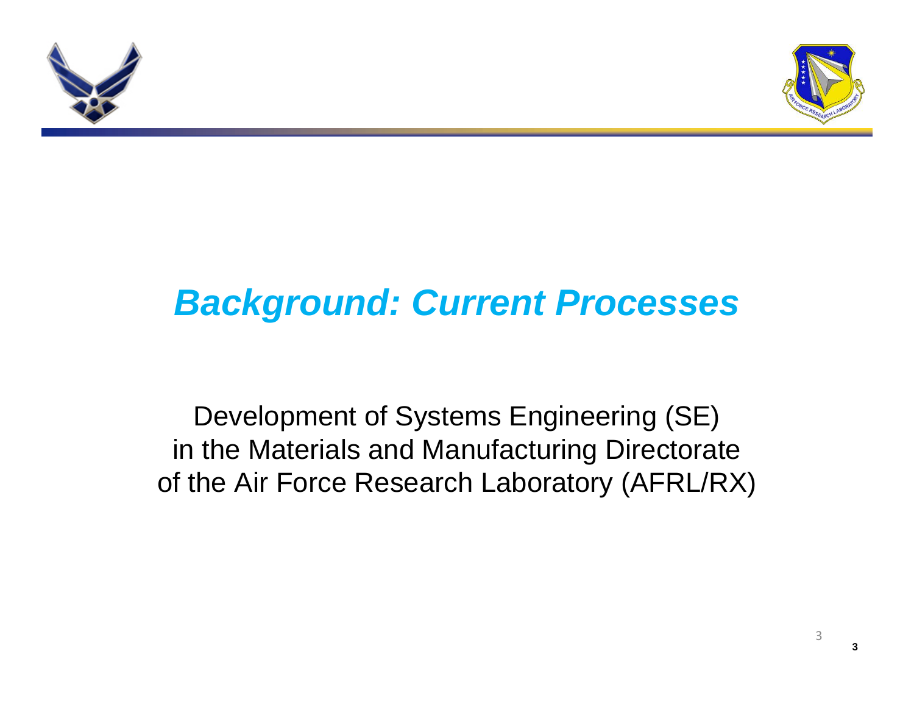# *Background: Current Processes*

Development of Systems Engineering (SE)
in the Materials and Manufacturing Directorate
of the Air Force Research Laboratory (AFRL/RX)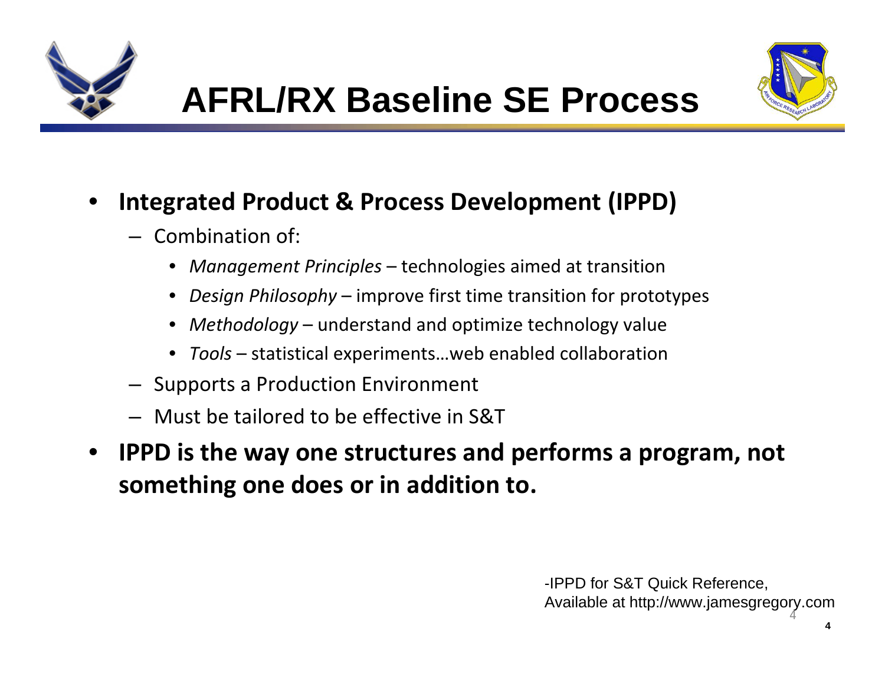# AFRL/RX Baseline SE Process

- **Integrated Product & Process Development (IPPD)**
  - Combination of:
    - *Management Principles* – technologies aimed at transition
    - *Design Philosophy* – improve first time transition for prototypes
    - *Methodology* – understand and optimize technology value
    - *Tools* – statistical experiments…web enabled collaboration
  - Supports a Production Environment
  - Must be tailored to be effective in S&T
- **IPPD is the way one structures and performs a program, not something one does or in addition to.**

-IPPD for S&T Quick Reference, Available at http://www.jamesgregory.com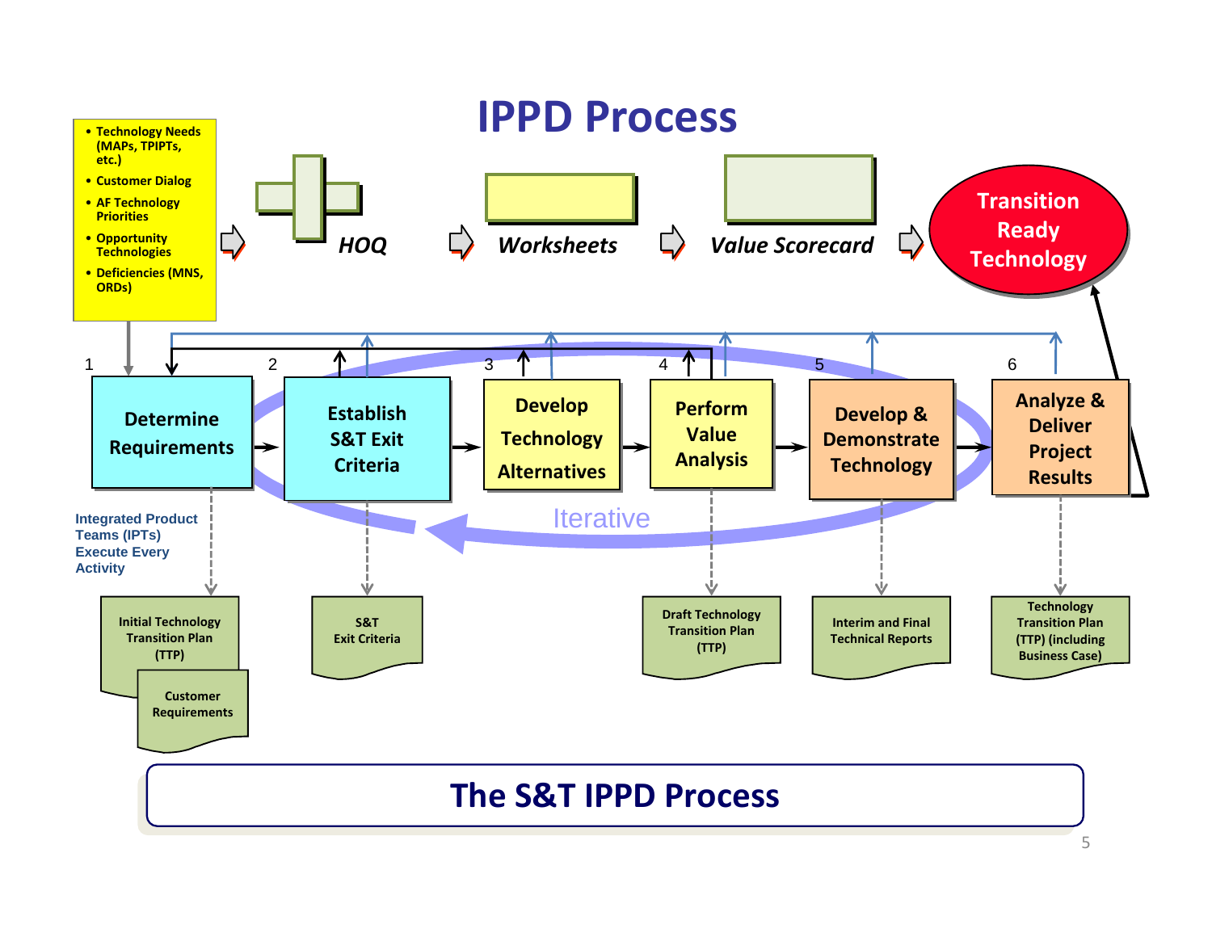# IPPD Process

- Technology Needs (MAPs, TPIPTs, etc.)
- Customer Dialog
- AF Technology Priorities
- Opportunity Technologies
- Deficiencies (MNS, ORDs)

*HOQ* ⇨ *Worksheets* ⇨ *Value Scorecard* ⇨ **Transition Ready Technology**

1. **Determine Requirements**
2. **Establish S&T Exit Criteria**
3. **Develop Technology Alternatives**
4. **Perform Value Analysis**
5. **Develop & Demonstrate Technology**
6. **Analyze & Deliver Project Results**

Iterative

**Integrated Product Teams (IPTs) Execute Every Activity**

Outputs:

- Determine Requirements: Initial Technology Transition Plan (TTP); Customer Requirements
- Establish S&T Exit Criteria: S&T Exit Criteria
- Perform Value Analysis: Draft Technology Transition Plan (TTP)
- Develop & Demonstrate Technology: Interim and Final Technical Reports
- Analyze & Deliver Project Results: Technology Transition Plan (TTP) (including Business Case)

## The S&T IPPD Process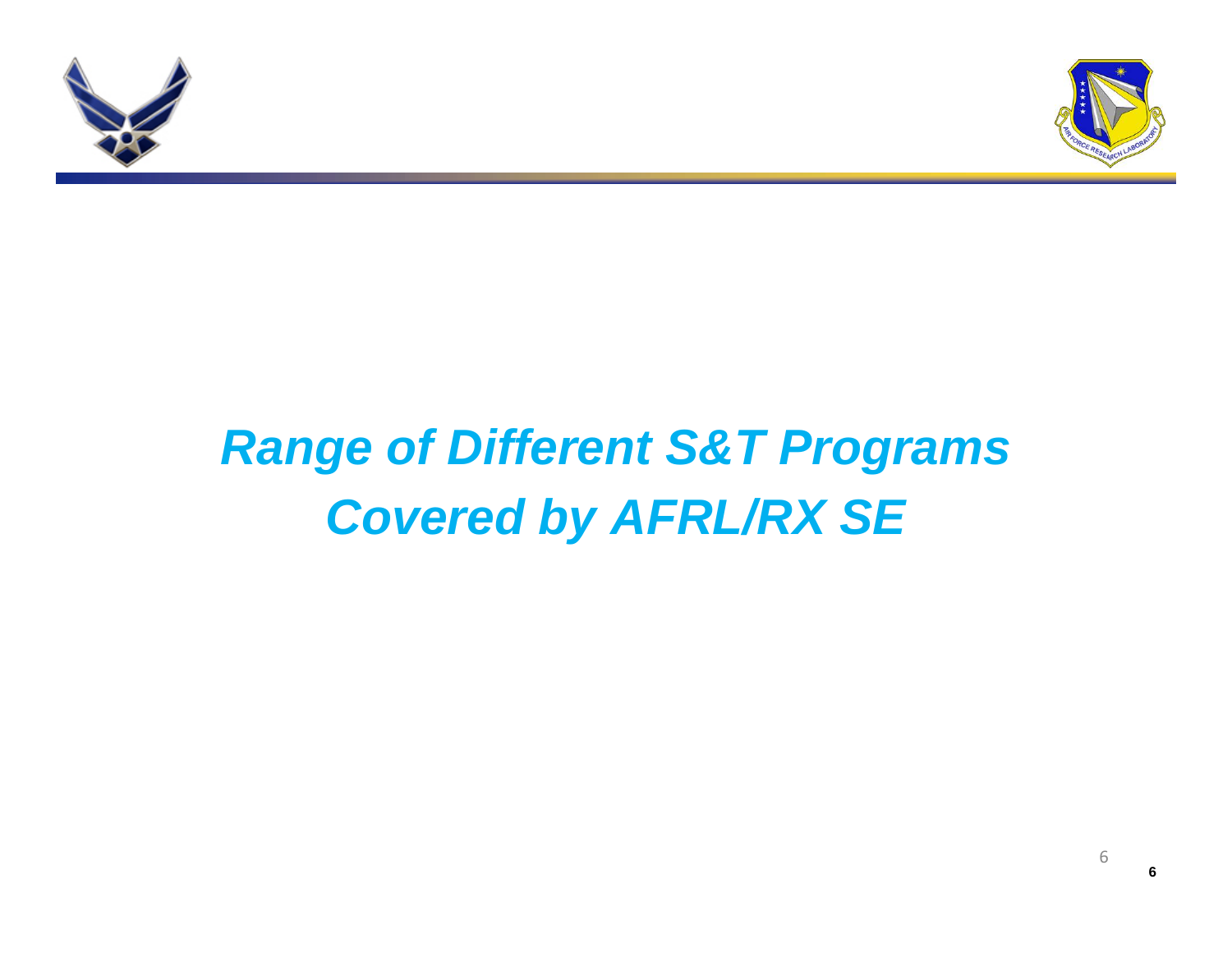# *Range of Different S&T Programs Covered by AFRL/RX SE*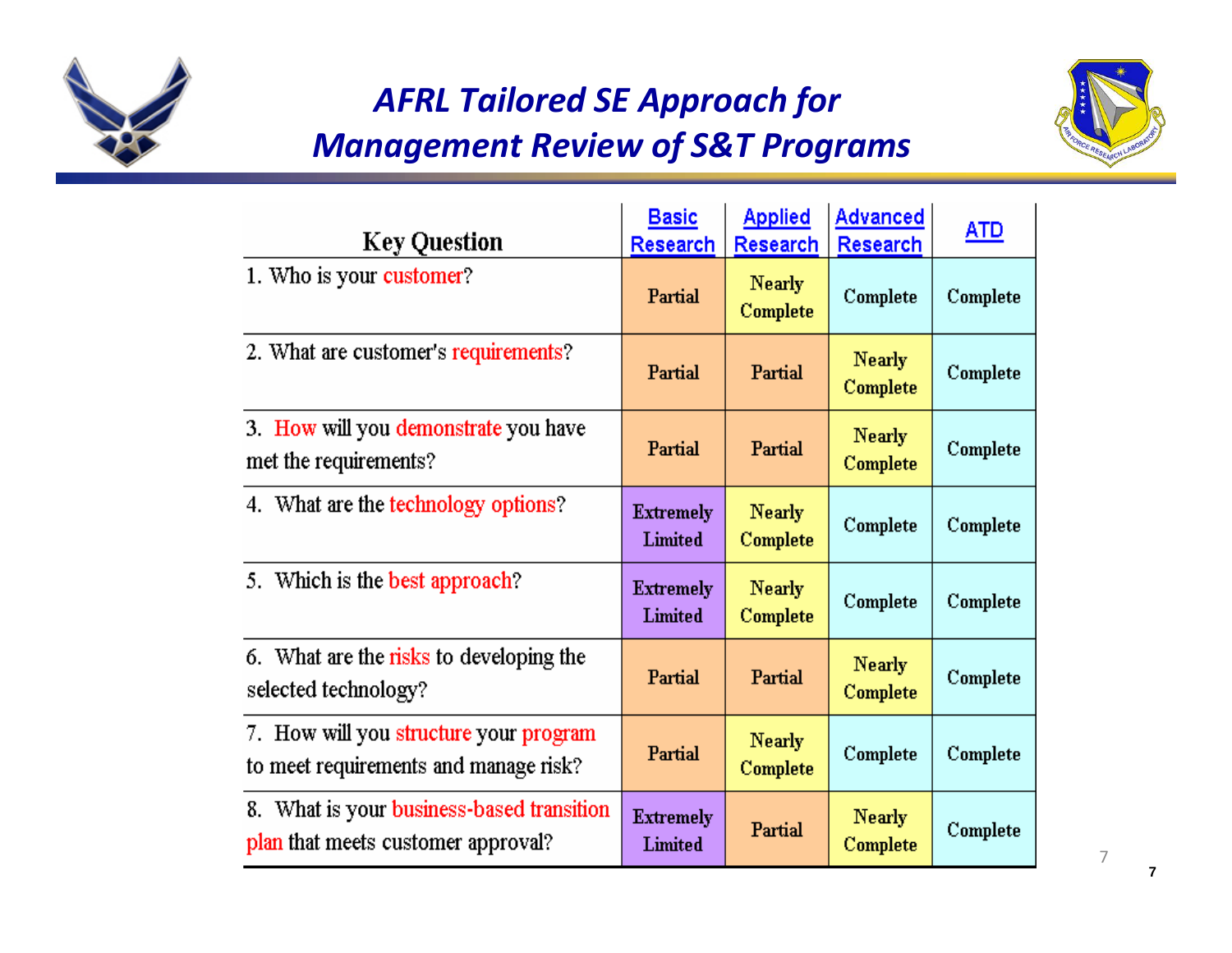# AFRL Tailored SE Approach for Management Review of S&T Programs

| Key Question | Basic Research | Applied Research | Advanced Research | ATD |
|---|---|---|---|---|
| 1. Who is your customer? | Partial | Nearly Complete | Complete | Complete |
| 2. What are customer's requirements? | Partial | Partial | Nearly Complete | Complete |
| 3. How will you demonstrate you have met the requirements? | Partial | Partial | Nearly Complete | Complete |
| 4. What are the technology options? | Extremely Limited | Nearly Complete | Complete | Complete |
| 5. Which is the best approach? | Extremely Limited | Nearly Complete | Complete | Complete |
| 6. What are the risks to developing the selected technology? | Partial | Partial | Nearly Complete | Complete |
| 7. How will you structure your program to meet requirements and manage risk? | Partial | Nearly Complete | Complete | Complete |
| 8. What is your business-based transition plan that meets customer approval? | Extremely Limited | Partial | Nearly Complete | Complete |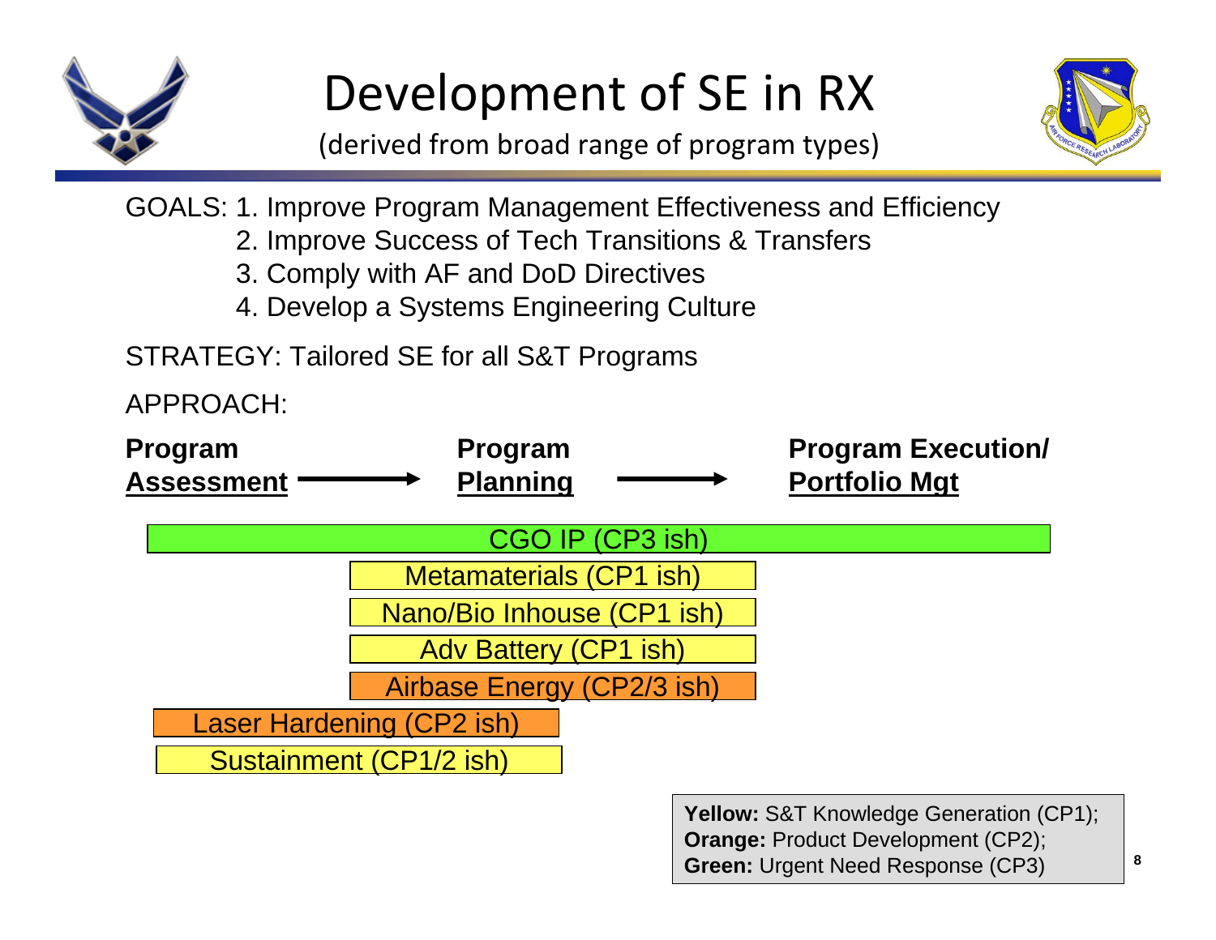# Development of SE in RX

(derived from broad range of program types)

GOALS: 1. Improve Program Management Effectiveness and Efficiency
2. Improve Success of Tech Transitions & Transfers
3. Comply with AF and DoD Directives
4. Develop a Systems Engineering Culture

STRATEGY: Tailored SE for all S&T Programs

APPROACH:

**Program Assessment** → **Program Planning** → **Program Execution/ Portfolio Mgt**

- CGO IP (CP3 ish)
- Metamaterials (CP1 ish)
- Nano/Bio Inhouse (CP1 ish)
- Adv Battery (CP1 ish)
- Airbase Energy (CP2/3 ish)
- Laser Hardening (CP2 ish)
- Sustainment (CP1/2 ish)

**Yellow:** S&T Knowledge Generation (CP1);
**Orange:** Product Development (CP2);
**Green:** Urgent Need Response (CP3)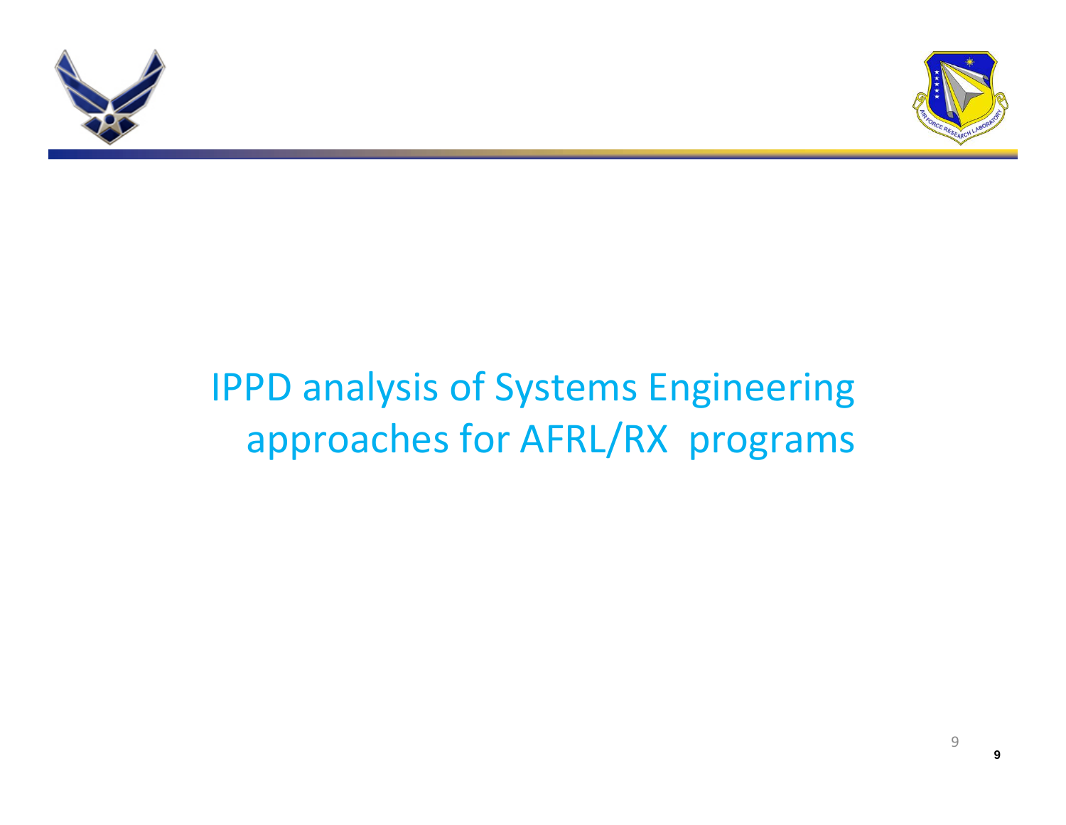# IPPD analysis of Systems Engineering approaches for AFRL/RX programs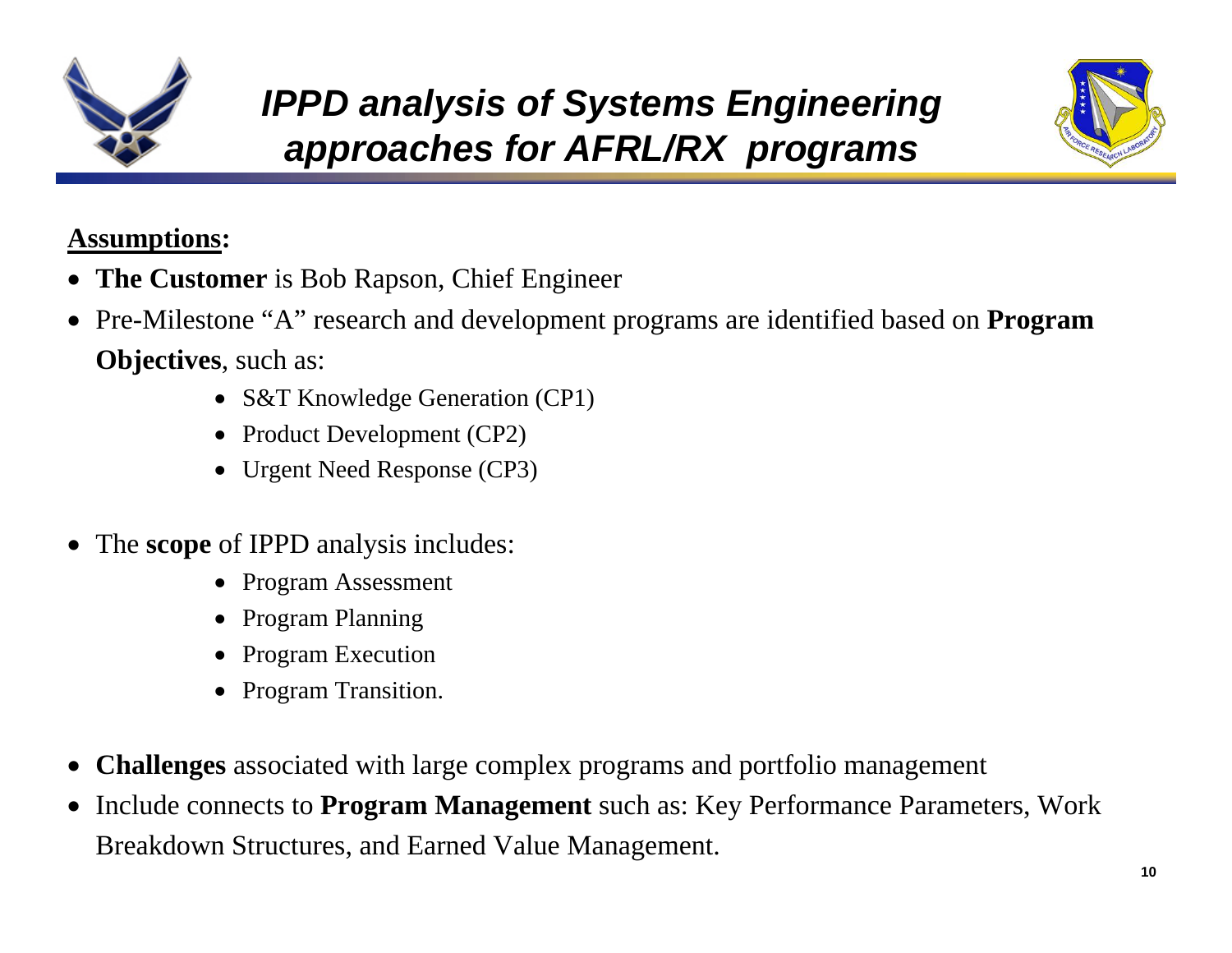# *IPPD analysis of Systems Engineering approaches for AFRL/RX programs*

**Assumptions:**

- **The Customer** is Bob Rapson, Chief Engineer
- Pre-Milestone "A" research and development programs are identified based on **Program Objectives**, such as:
  - S&T Knowledge Generation (CP1)
  - Product Development (CP2)
  - Urgent Need Response (CP3)
- The **scope** of IPPD analysis includes:
  - Program Assessment
  - Program Planning
  - Program Execution
  - Program Transition.
- **Challenges** associated with large complex programs and portfolio management
- Include connects to **Program Management** such as: Key Performance Parameters, Work Breakdown Structures, and Earned Value Management.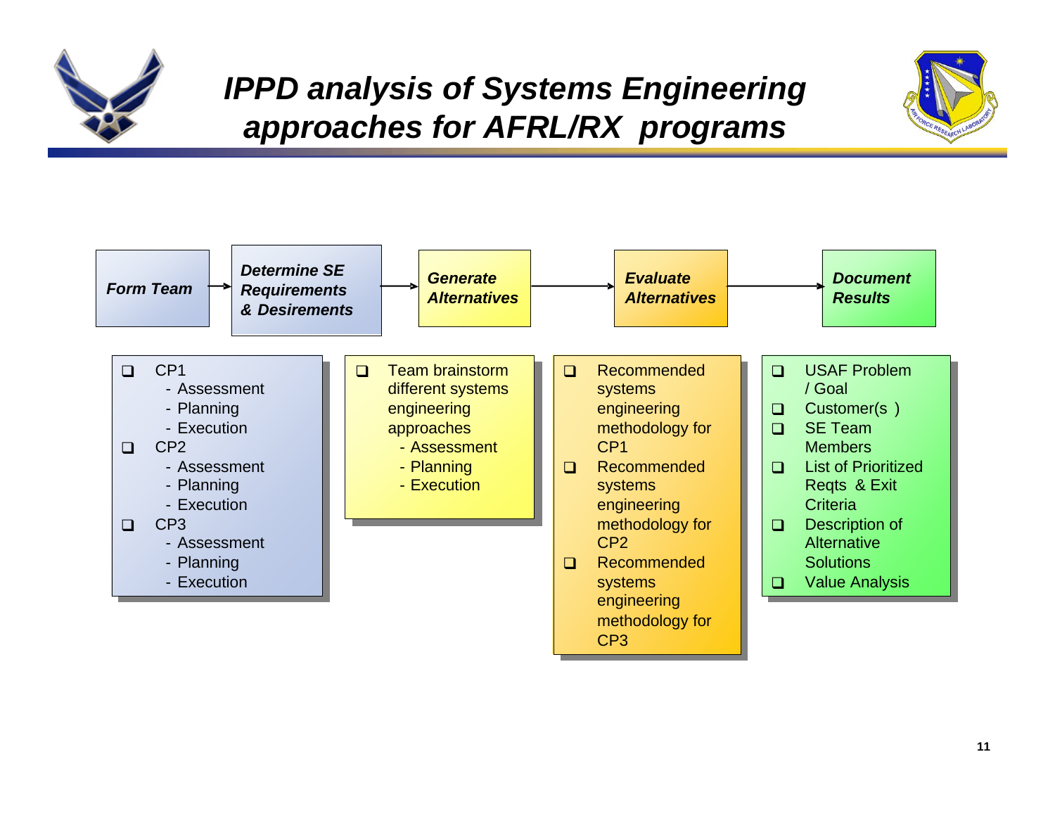# *IPPD analysis of Systems Engineering approaches for AFRL/RX programs*

***Form Team*** → ***Determine SE Requirements & Desirements*** → ***Generate Alternatives*** → ***Evaluate Alternatives*** → ***Document Results***

**Determine SE Requirements & Desirements**

- CP1
  - Assessment
  - Planning
  - Execution
- CP2
  - Assessment
  - Planning
  - Execution
- CP3
  - Assessment
  - Planning
  - Execution

**Generate Alternatives**

- Team brainstorm different systems engineering approaches
  - Assessment
  - Planning
  - Execution

**Evaluate Alternatives**

- Recommended systems engineering methodology for CP1
- Recommended systems engineering methodology for CP2
- Recommended systems engineering methodology for CP3

**Document Results**

- USAF Problem / Goal
- Customer(s )
- SE Team Members
- List of Prioritized Reqts & Exit Criteria
- Description of Alternative Solutions
- Value Analysis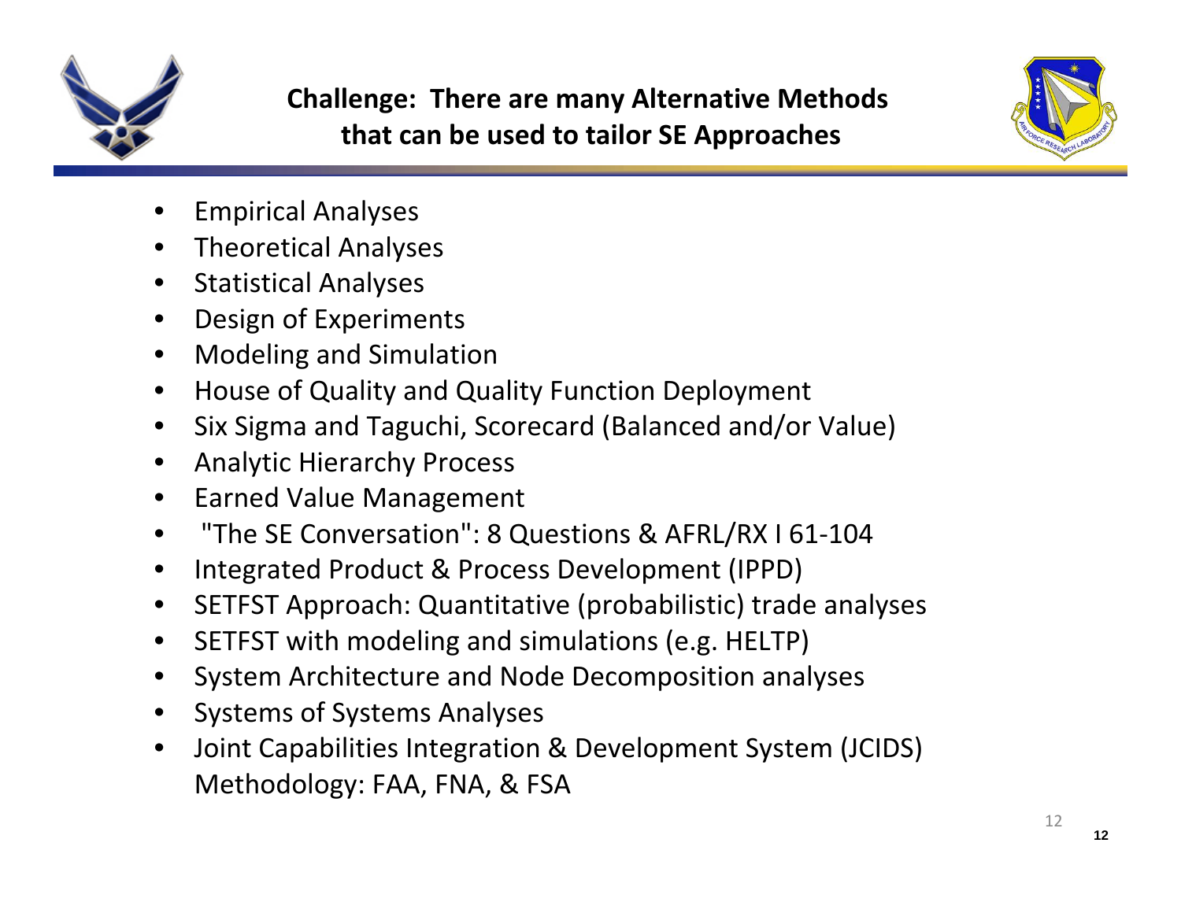# Challenge: There are many Alternative Methods that can be used to tailor SE Approaches

- Empirical Analyses
- Theoretical Analyses
- Statistical Analyses
- Design of Experiments
- Modeling and Simulation
- House of Quality and Quality Function Deployment
- Six Sigma and Taguchi, Scorecard (Balanced and/or Value)
- Analytic Hierarchy Process
- Earned Value Management
- "The SE Conversation": 8 Questions & AFRL/RX I 61-104
- Integrated Product & Process Development (IPPD)
- SETFST Approach: Quantitative (probabilistic) trade analyses
- SETFST with modeling and simulations (e.g. HELTP)
- System Architecture and Node Decomposition analyses
- Systems of Systems Analyses
- Joint Capabilities Integration & Development System (JCIDS) Methodology: FAA, FNA, & FSA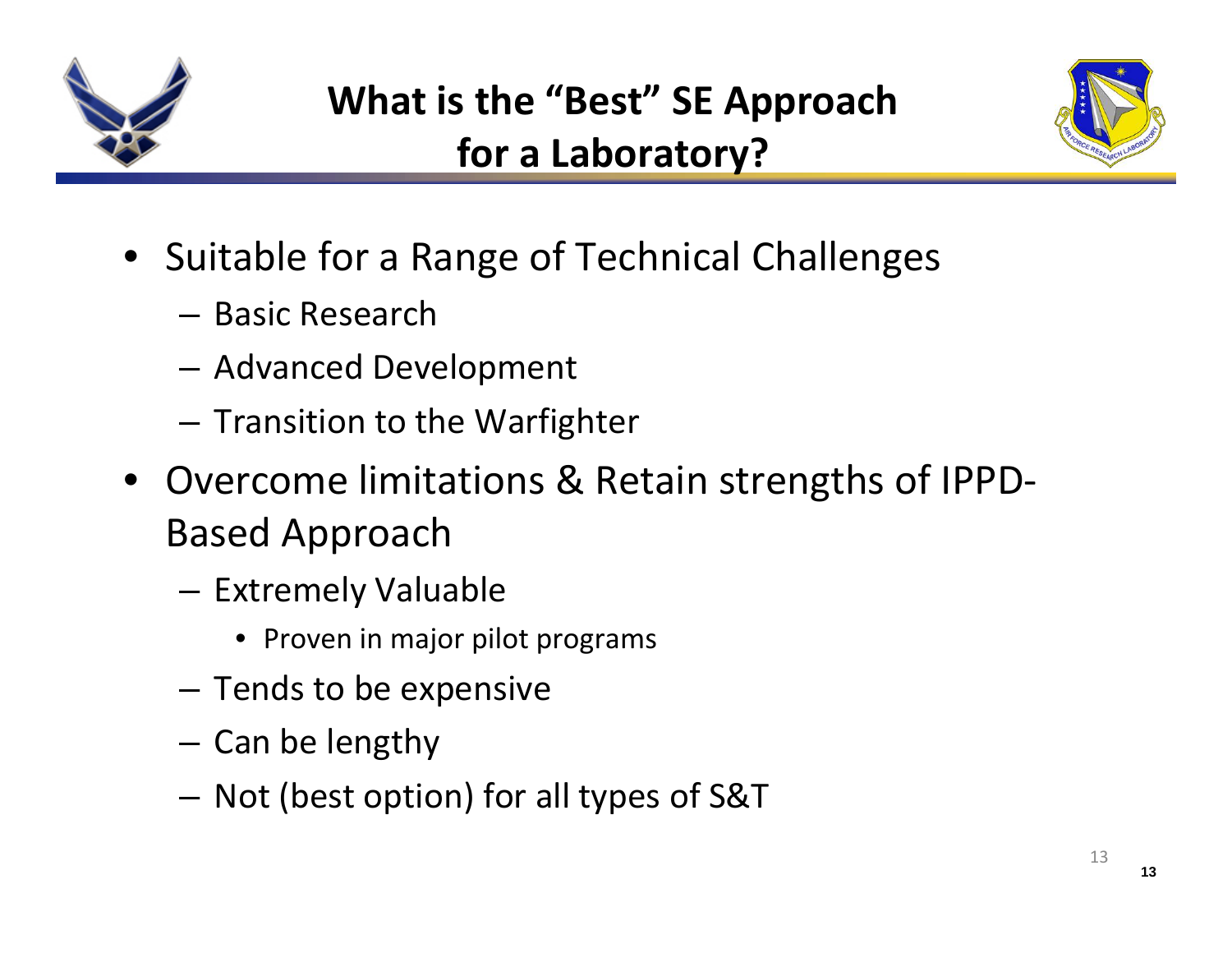# What is the "Best" SE Approach for a Laboratory?

- Suitable for a Range of Technical Challenges
  - Basic Research
  - Advanced Development
  - Transition to the Warfighter
- Overcome limitations & Retain strengths of IPPD-Based Approach
  - Extremely Valuable
    - Proven in major pilot programs
  - Tends to be expensive
  - Can be lengthy
  - Not (best option) for all types of S&T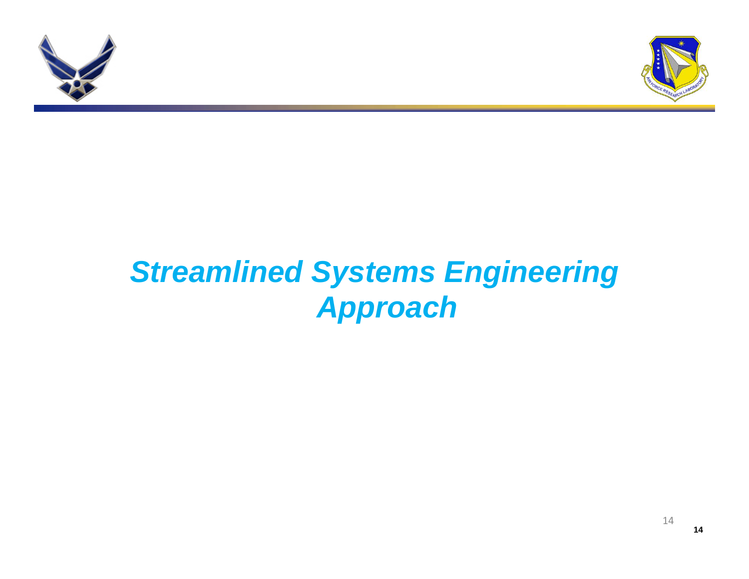# *Streamlined Systems Engineering Approach*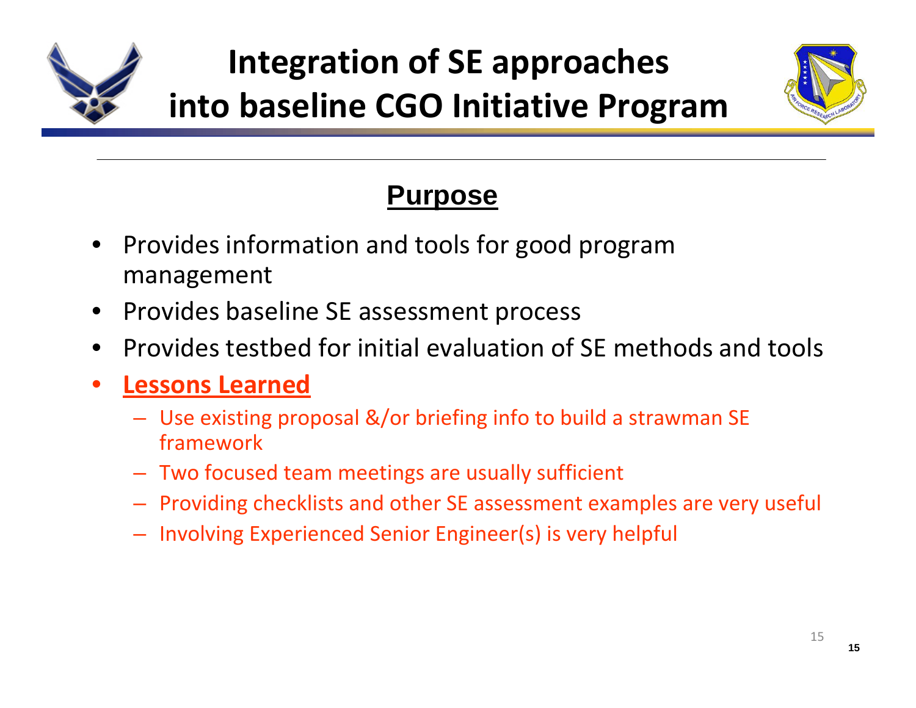# Integration of SE approaches into baseline CGO Initiative Program

## Purpose

- Provides information and tools for good program management
- Provides baseline SE assessment process
- Provides testbed for initial evaluation of SE methods and tools
- **Lessons Learned**
  - Use existing proposal &/or briefing info to build a strawman SE framework
  - Two focused team meetings are usually sufficient
  - Providing checklists and other SE assessment examples are very useful
  - Involving Experienced Senior Engineer(s) is very helpful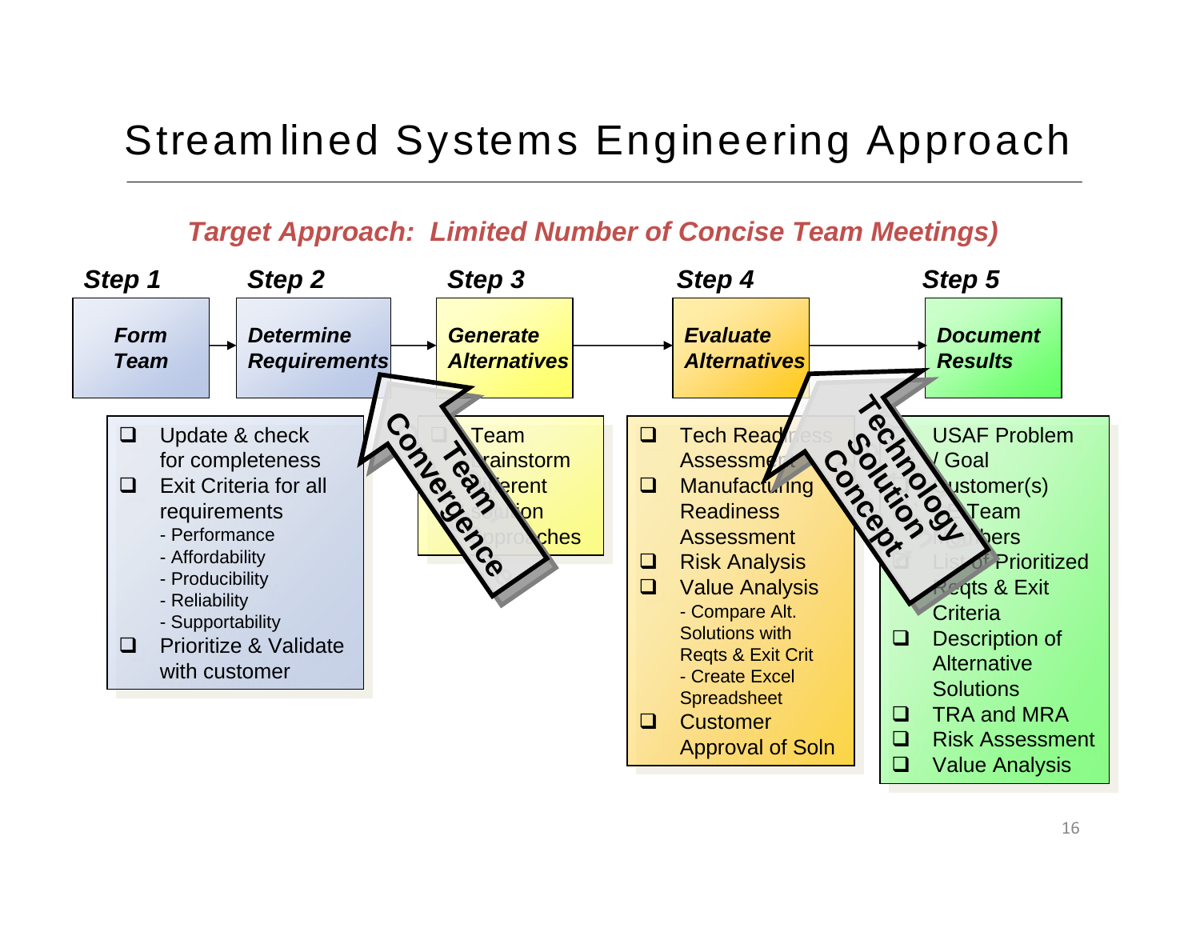# Streamlined Systems Engineering Approach

***Target Approach: Limited Number of Concise Team Meetings)***

**Step 1** — ***Form Team***

**Step 2** — ***Determine Requirements***

- Update & check for completeness
- Exit Criteria for all requirements
  - Performance
  - Affordability
  - Producibility
  - Reliability
  - Supportability
- Prioritize & Validate with customer

**Step 3** — ***Generate Alternatives***

- Team brainstorm different solution approaches

**Team Convergence**

**Step 4** — ***Evaluate Alternatives***

- Tech Readiness Assessment
- Manufacturing Readiness Assessment
- Risk Analysis
- Value Analysis
  - Compare Alt. Solutions with Reqts & Exit Crit
  - Create Excel Spreadsheet
- Customer Approval of Soln

**Technology Solution Concept**

**Step 5** — ***Document Results***

- USAF Problem / Goal
- Customer(s)
- Team Members
- List of Prioritized Reqts & Exit Criteria
- Description of Alternative Solutions
- TRA and MRA
- Risk Assessment
- Value Analysis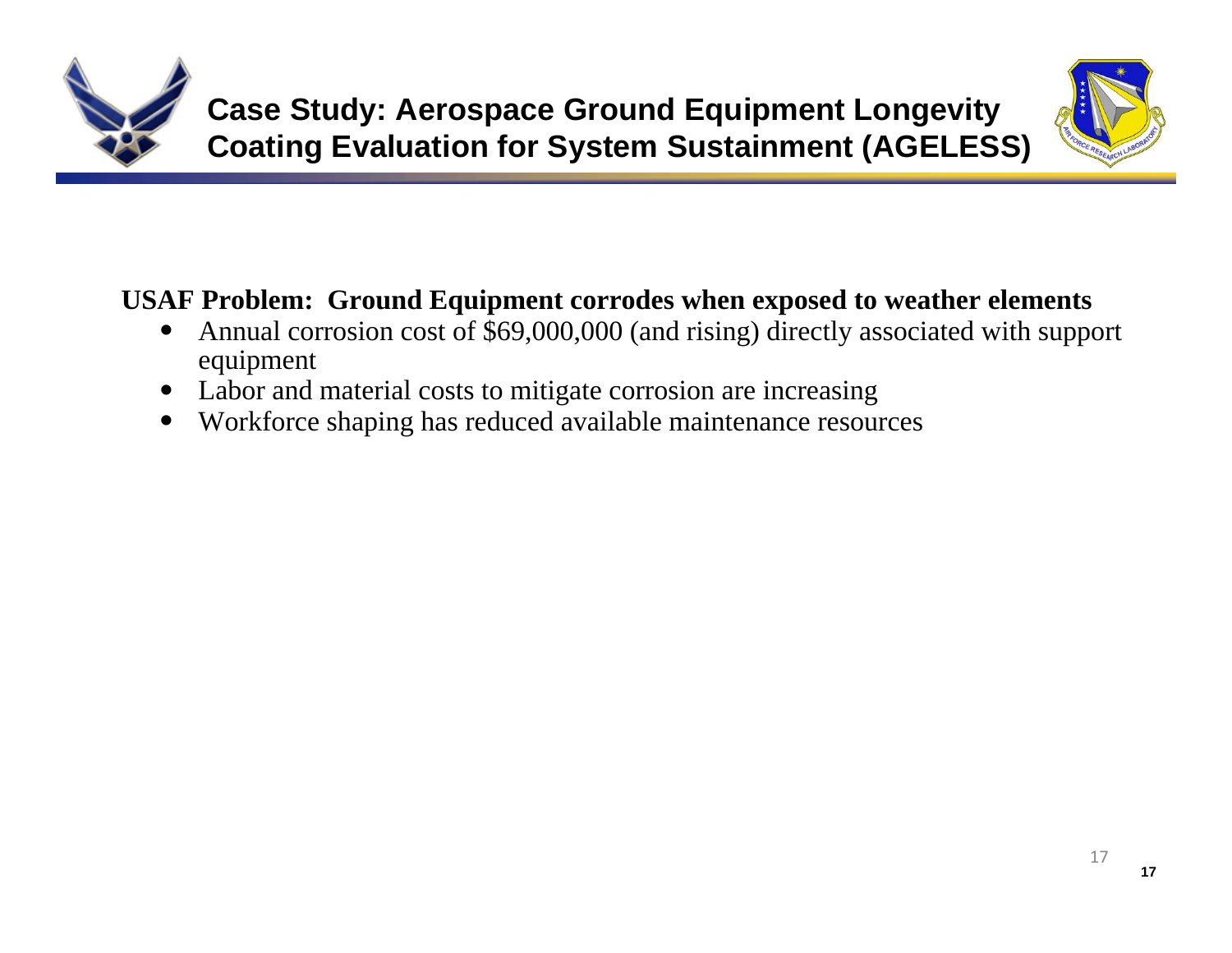# Case Study: Aerospace Ground Equipment Longevity Coating Evaluation for System Sustainment (AGELESS)

**USAF Problem: Ground Equipment corrodes when exposed to weather elements**

- Annual corrosion cost of $69,000,000 (and rising) directly associated with support equipment
- Labor and material costs to mitigate corrosion are increasing
- Workforce shaping has reduced available maintenance resources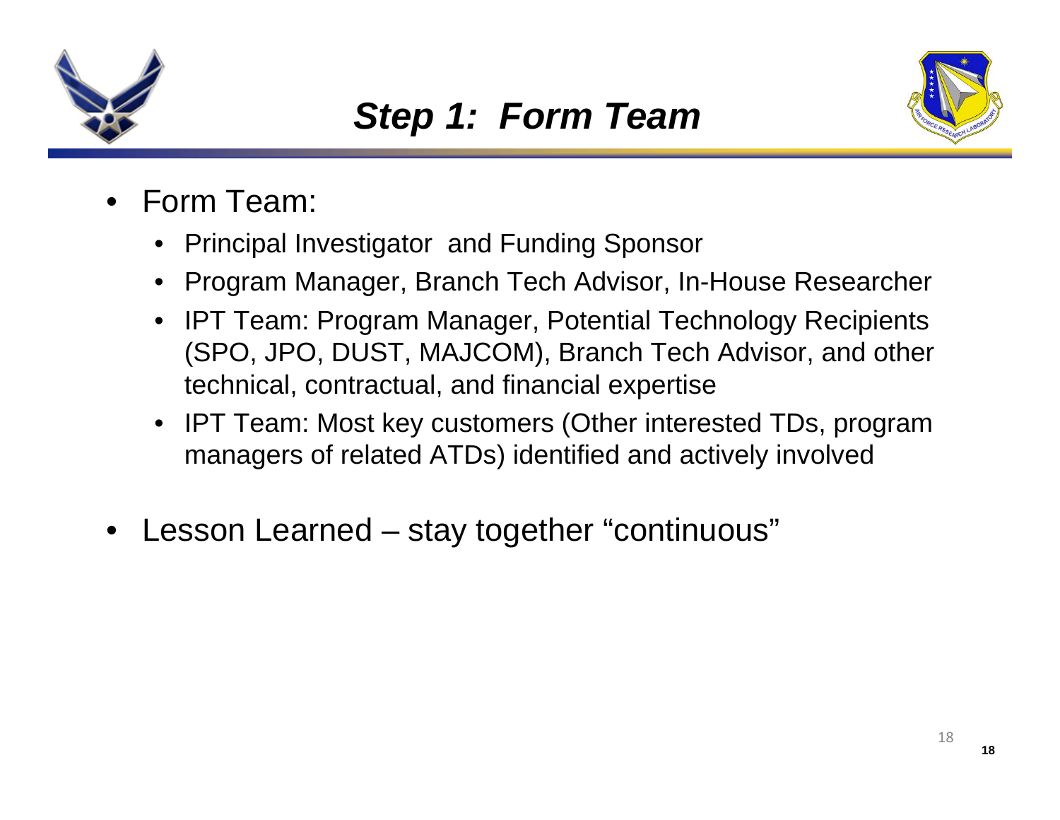# *Step 1: Form Team*

- Form Team:
  - Principal Investigator and Funding Sponsor
  - Program Manager, Branch Tech Advisor, In-House Researcher
  - IPT Team: Program Manager, Potential Technology Recipients (SPO, JPO, DUST, MAJCOM), Branch Tech Advisor, and other technical, contractual, and financial expertise
  - IPT Team: Most key customers (Other interested TDs, program managers of related ATDs) identified and actively involved
- Lesson Learned – stay together "continuous"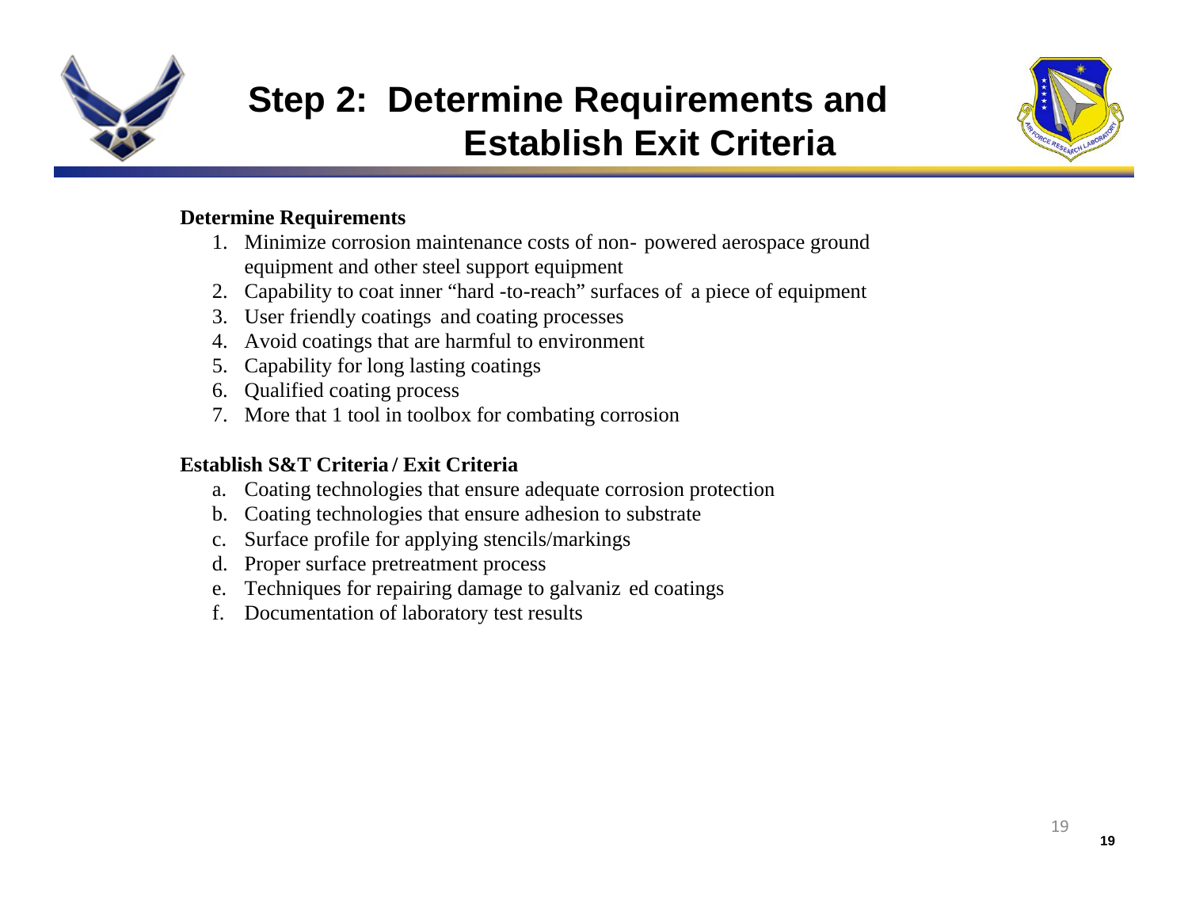# Step 2: Determine Requirements and Establish Exit Criteria

**Determine Requirements**

1. Minimize corrosion maintenance costs of non- powered aerospace ground equipment and other steel support equipment
2. Capability to coat inner “hard -to-reach” surfaces of a piece of equipment
3. User friendly coatings and coating processes
4. Avoid coatings that are harmful to environment
5. Capability for long lasting coatings
6. Qualified coating process
7. More that 1 tool in toolbox for combating corrosion

**Establish S&T Criteria / Exit Criteria**

a. Coating technologies that ensure adequate corrosion protection
b. Coating technologies that ensure adhesion to substrate
c. Surface profile for applying stencils/markings
d. Proper surface pretreatment process
e. Techniques for repairing damage to galvaniz ed coatings
f. Documentation of laboratory test results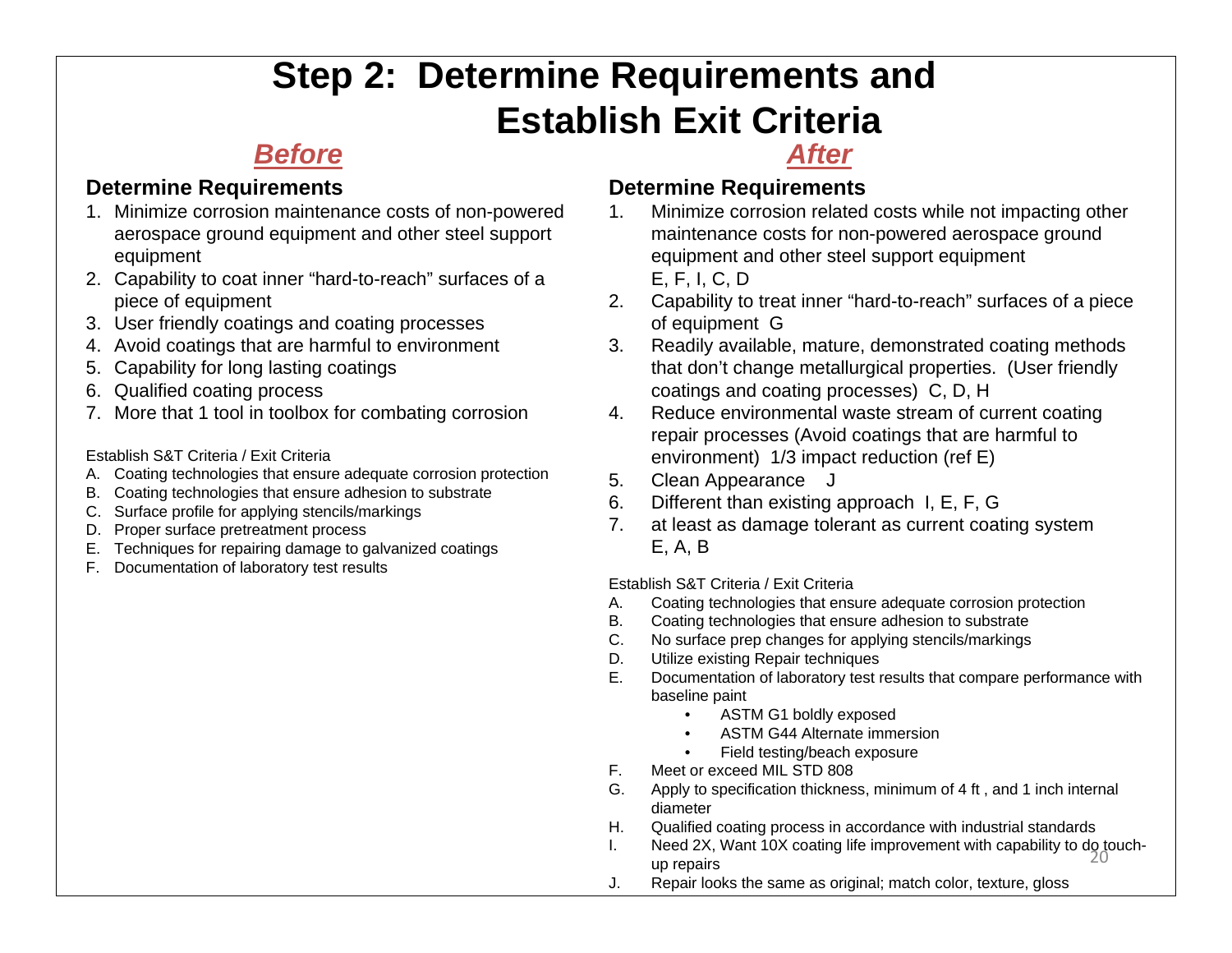# Step 2: Determine Requirements and Establish Exit Criteria

## *Before*

### Determine Requirements

1. Minimize corrosion maintenance costs of non-powered aerospace ground equipment and other steel support equipment
2. Capability to coat inner "hard-to-reach" surfaces of a piece of equipment
3. User friendly coatings and coating processes
4. Avoid coatings that are harmful to environment
5. Capability for long lasting coatings
6. Qualified coating process
7. More that 1 tool in toolbox for combating corrosion

Establish S&T Criteria / Exit Criteria

A. Coating technologies that ensure adequate corrosion protection
B. Coating technologies that ensure adhesion to substrate
C. Surface profile for applying stencils/markings
D. Proper surface pretreatment process
E. Techniques for repairing damage to galvanized coatings
F. Documentation of laboratory test results

## *After*

### Determine Requirements

1. Minimize corrosion related costs while not impacting other maintenance costs for non-powered aerospace ground equipment and other steel support equipment E, F, I, C, D
2. Capability to treat inner "hard-to-reach" surfaces of a piece of equipment G
3. Readily available, mature, demonstrated coating methods that don't change metallurgical properties. (User friendly coatings and coating processes) C, D, H
4. Reduce environmental waste stream of current coating repair processes (Avoid coatings that are harmful to environment) 1/3 impact reduction (ref E)
5. Clean Appearance J
6. Different than existing approach I, E, F, G
7. at least as damage tolerant as current coating system E, A, B

Establish S&T Criteria / Exit Criteria

A. Coating technologies that ensure adequate corrosion protection
B. Coating technologies that ensure adhesion to substrate
C. No surface prep changes for applying stencils/markings
D. Utilize existing Repair techniques
E. Documentation of laboratory test results that compare performance with baseline paint
   - ASTM G1 boldly exposed
   - ASTM G44 Alternate immersion
   - Field testing/beach exposure
F. Meet or exceed MIL STD 808
G. Apply to specification thickness, minimum of 4 ft , and 1 inch internal diameter
H. Qualified coating process in accordance with industrial standards
I. Need 2X, Want 10X coating life improvement with capability to do touch-up repairs
J. Repair looks the same as original; match color, texture, gloss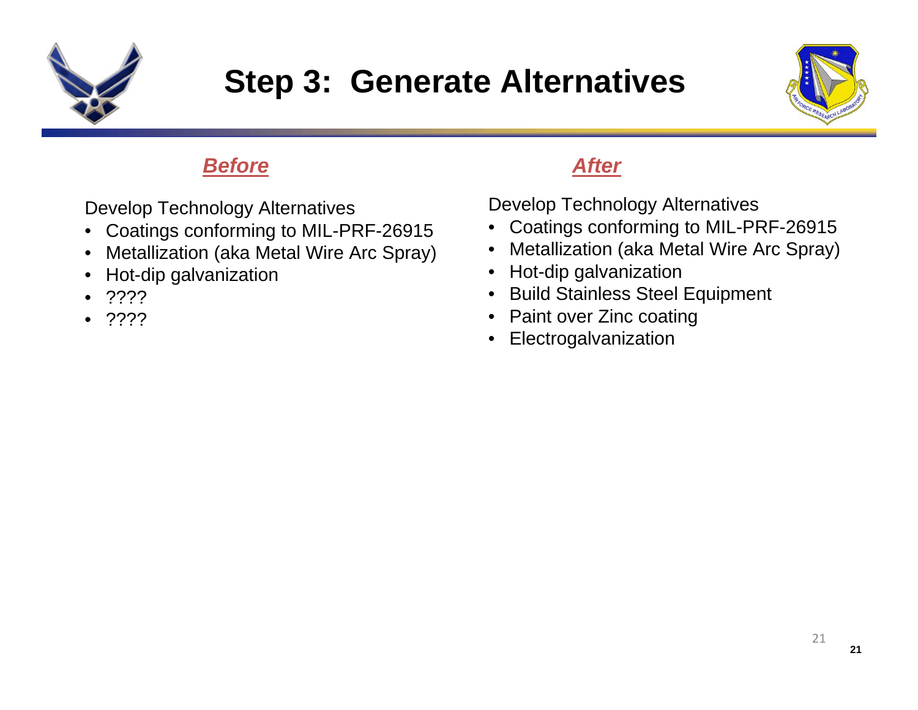# Step 3: Generate Alternatives

***Before***

Develop Technology Alternatives

- Coatings conforming to MIL-PRF-26915
- Metallization (aka Metal Wire Arc Spray)
- Hot-dip galvanization
- ????
- ????

***After***

Develop Technology Alternatives

- Coatings conforming to MIL-PRF-26915
- Metallization (aka Metal Wire Arc Spray)
- Hot-dip galvanization
- Build Stainless Steel Equipment
- Paint over Zinc coating
- Electrogalvanization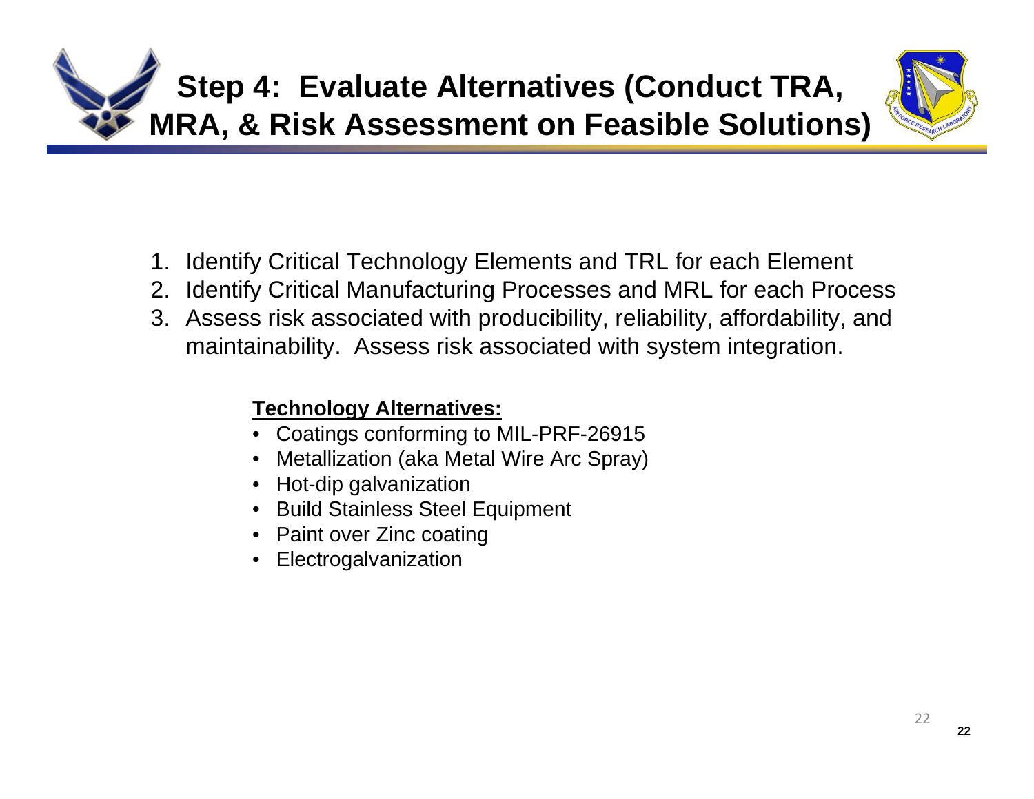# Step 4: Evaluate Alternatives (Conduct TRA, MRA, & Risk Assessment on Feasible Solutions)

1. Identify Critical Technology Elements and TRL for each Element
2. Identify Critical Manufacturing Processes and MRL for each Process
3. Assess risk associated with producibility, reliability, affordability, and maintainability. Assess risk associated with system integration.

**Technology Alternatives:**

- Coatings conforming to MIL-PRF-26915
- Metallization (aka Metal Wire Arc Spray)
- Hot-dip galvanization
- Build Stainless Steel Equipment
- Paint over Zinc coating
- Electrogalvanization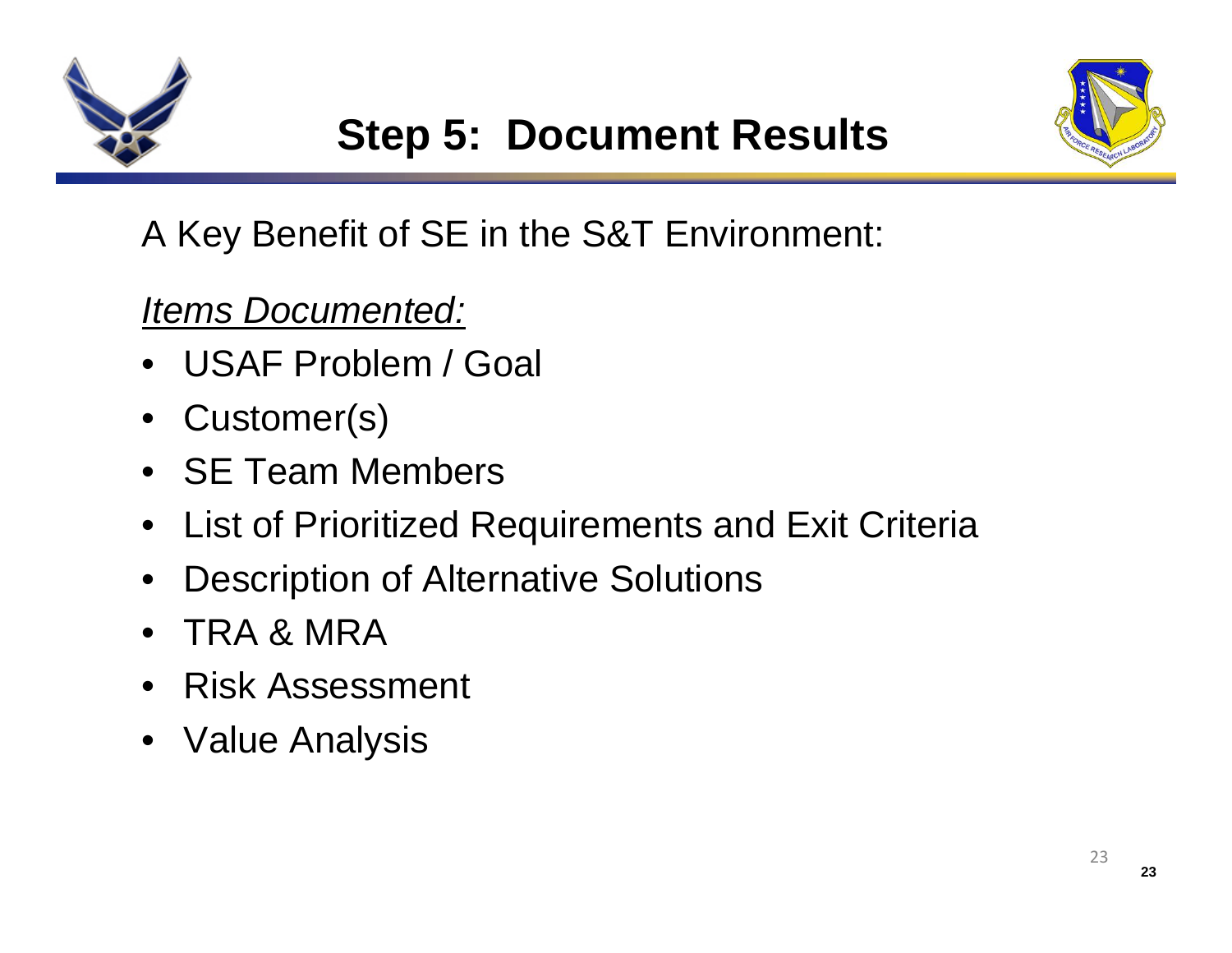# Step 5: Document Results

A Key Benefit of SE in the S&T Environment:

*Items Documented:*

- USAF Problem / Goal
- Customer(s)
- SE Team Members
- List of Prioritized Requirements and Exit Criteria
- Description of Alternative Solutions
- TRA & MRA
- Risk Assessment
- Value Analysis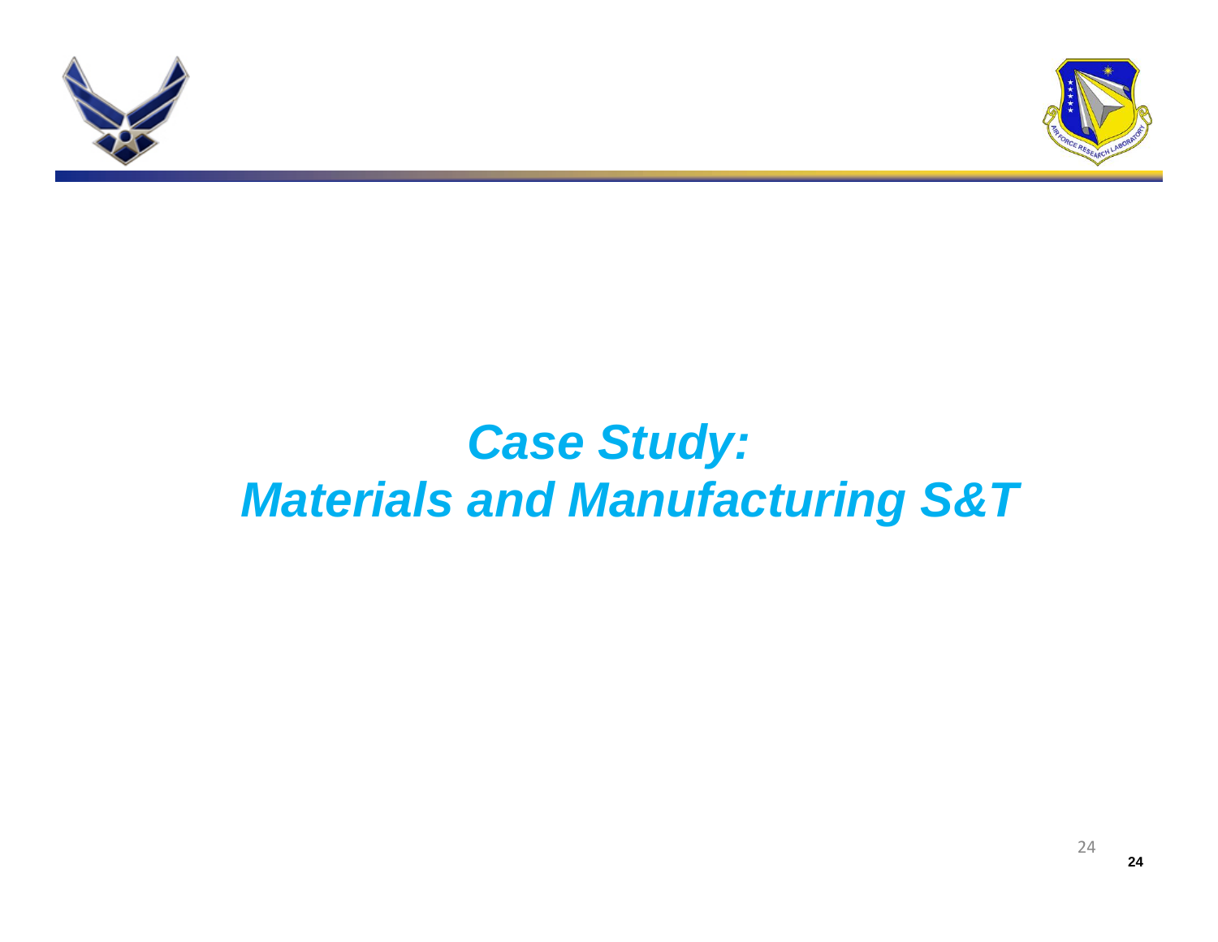# *Case Study:*
# *Materials and Manufacturing S&T*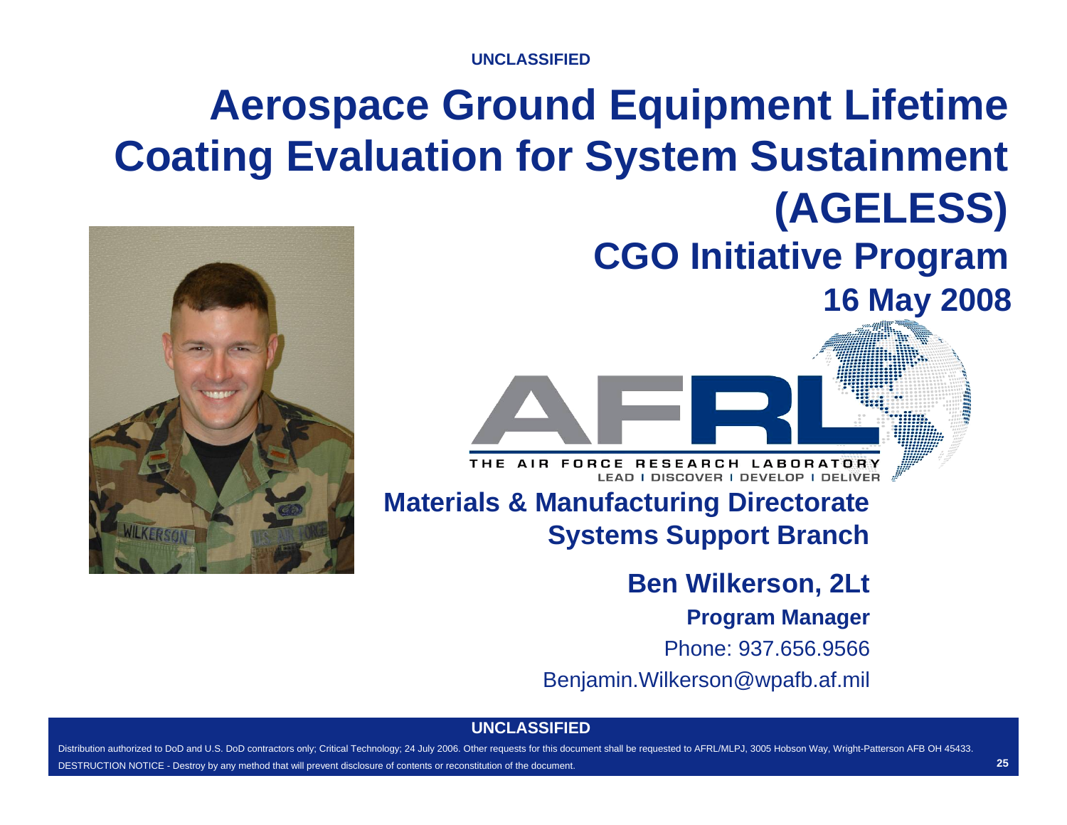UNCLASSIFIED

# Aerospace Ground Equipment Lifetime Coating Evaluation for System Sustainment (AGELESS)

## CGO Initiative Program

**16 May 2008**

THE AIR FORCE RESEARCH LABORATORY

LEAD | DISCOVER | DEVELOP | DELIVER

**Materials & Manufacturing Directorate**

**Systems Support Branch**

**Ben Wilkerson, 2Lt**

**Program Manager**

Phone: 937.656.9566

Benjamin.Wilkerson@wpafb.af.mil

UNCLASSIFIED

Distribution authorized to DoD and U.S. DoD contractors only; Critical Technology; 24 July 2006. Other requests for this document shall be requested to AFRL/MLPJ, 3005 Hobson Way, Wright-Patterson AFB OH 45433.

DESTRUCTION NOTICE - Destroy by any method that will prevent disclosure of contents or reconstitution of the document.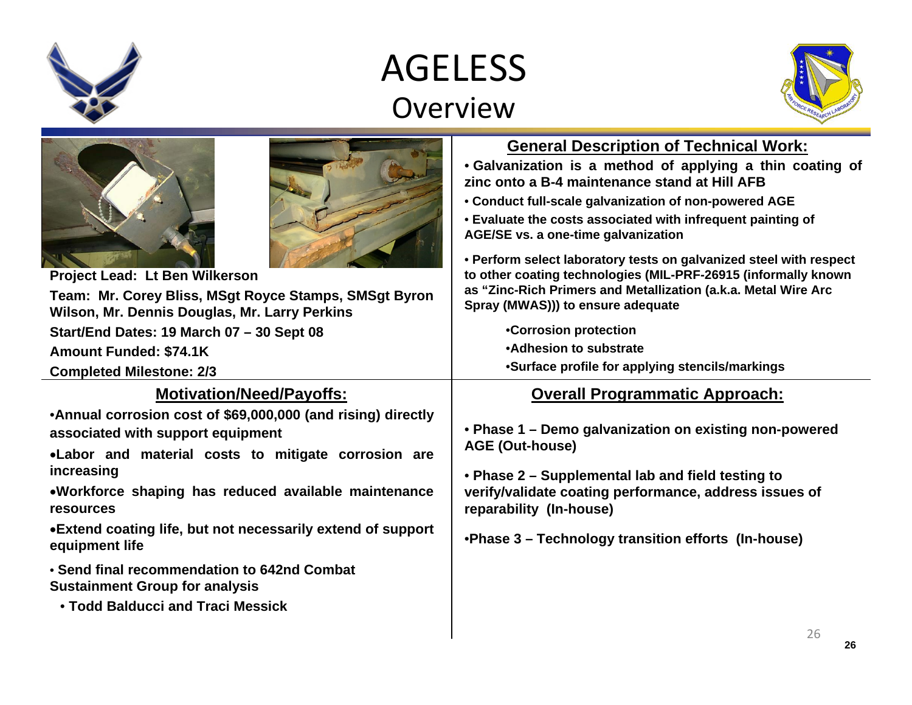# AGELESS

## Overview

**Project Lead: Lt Ben Wilkerson**

**Team: Mr. Corey Bliss, MSgt Royce Stamps, SMSgt Byron Wilson, Mr. Dennis Douglas, Mr. Larry Perkins**

**Start/End Dates: 19 March 07 – 30 Sept 08**

**Amount Funded: $74.1K**

**Completed Milestone: 2/3**

### General Description of Technical Work:

- **Galvanization is a method of applying a thin coating of zinc onto a B-4 maintenance stand at Hill AFB**
- **Conduct full-scale galvanization of non-powered AGE**
- **Evaluate the costs associated with infrequent painting of AGE/SE vs. a one-time galvanization**
- **Perform select laboratory tests on galvanized steel with respect to other coating technologies (MIL-PRF-26915 (informally known as "Zinc-Rich Primers and Metallization (a.k.a. Metal Wire Arc Spray (MWAS))) to ensure adequate**
  - **Corrosion protection**
  - **Adhesion to substrate**
  - **Surface profile for applying stencils/markings**

### Motivation/Need/Payoffs:

- **Annual corrosion cost of $69,000,000 (and rising) directly associated with support equipment**
- **Labor and material costs to mitigate corrosion are increasing**
- **Workforce shaping has reduced available maintenance resources**
- **Extend coating life, but not necessarily extend of support equipment life**
- **Send final recommendation to 642nd Combat Sustainment Group for analysis**
  - **Todd Balducci and Traci Messick**

### Overall Programmatic Approach:

- **Phase 1 – Demo galvanization on existing non-powered AGE (Out-house)**
- **Phase 2 – Supplemental lab and field testing to verify/validate coating performance, address issues of reparability (In-house)**
- **Phase 3 – Technology transition efforts (In-house)**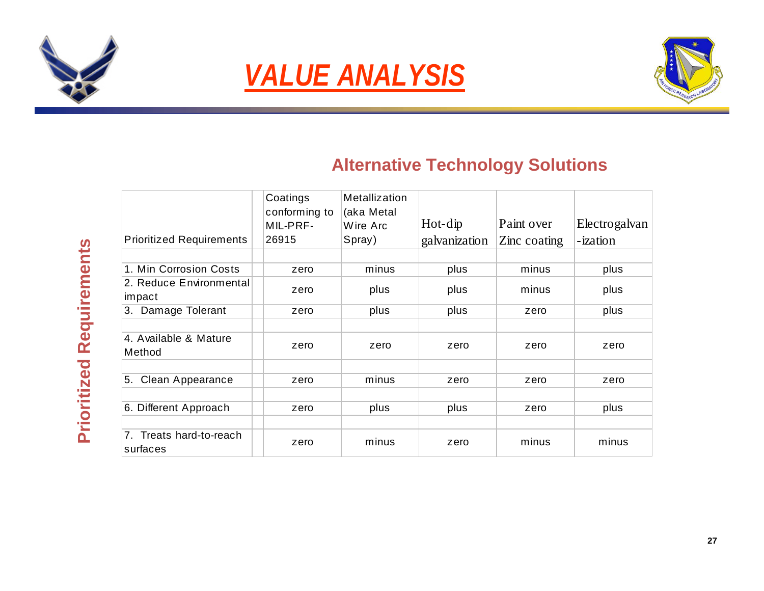# VALUE ANALYSIS

## Alternative Technology Solutions

**Prioritized Requirements**

| Prioritized Requirements | Coatings conforming to MIL-PRF-26915 | Metallization (aka Metal Wire Arc Spray) | Hot-dip galvanization | Paint over Zinc coating | Electrogalvan-ization |
|---|---|---|---|---|---|
| 1. Min Corrosion Costs | zero | minus | plus | minus | plus |
| 2. Reduce Environmental impact | zero | plus | plus | minus | plus |
| 3. Damage Tolerant | zero | plus | plus | zero | plus |
| 4. Available & Mature Method | zero | zero | zero | zero | zero |
| 5. Clean Appearance | zero | minus | zero | zero | zero |
| 6. Different Approach | zero | plus | plus | zero | plus |
| 7. Treats hard-to-reach surfaces | zero | minus | zero | minus | minus |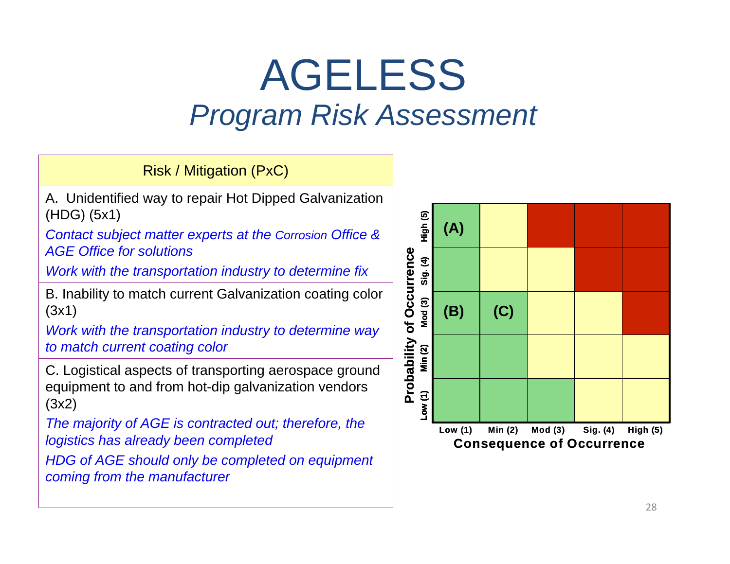# AGELESS

## *Program Risk Assessment*

| Risk / Mitigation (PxC) |
|---|
| A. Unidentified way to repair Hot Dipped Galvanization (HDG) (5x1)<br>*Contact subject matter experts at the Corrosion Office & AGE Office for solutions*<br>*Work with the transportation industry to determine fix* |
| B. Inability to match current Galvanization coating color (3x1)<br>*Work with the transportation industry to determine way to match current coating color* |
| C. Logistical aspects of transporting aerospace ground equipment to and from hot-dip galvanization vendors (3x2)<br>*The majority of AGE is contracted out; therefore, the logistics has already been completed*<br>*HDG of AGE should only be completed on equipment coming from the manufacturer* |

| Probability of Occurrence | Low (1) | Min (2) | Mod (3) | Sig. (4) | High (5) |
|---|---|---|---|---|---|
| High (5) | (A) | | | | |
| Sig. (4) | | | | | |
| Mod (3) | (B) | (C) | | | |
| Min (2) | | | | | |
| Low (1) | | | | | |

Consequence of Occurrence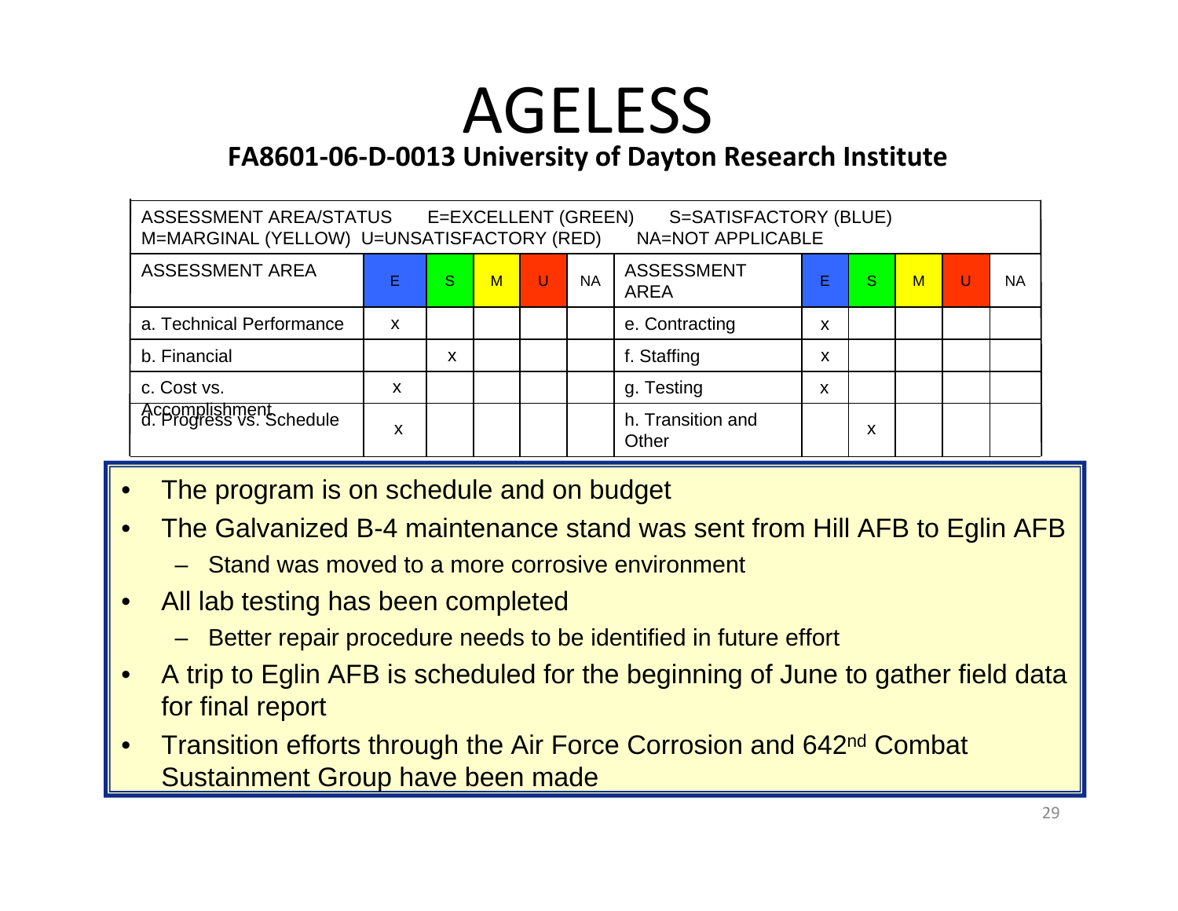# AGELESS

## FA8601-06-D-0013 University of Dayton Research Institute

| ASSESSMENT AREA/STATUS E=EXCELLENT (GREEN) S=SATISFACTORY (BLUE) M=MARGINAL (YELLOW) U=UNSATISFACTORY (RED) NA=NOT APPLICABLE | | | | | | | | | | | |
|---|---|---|---|---|---|---|---|---|---|---|---|
| ASSESSMENT AREA | E | S | M | U | NA | ASSESSMENT AREA | E | S | M | U | NA |
| a. Technical Performance | x | | | | | e. Contracting | x | | | | |
| b. Financial | | x | | | | f. Staffing | x | | | | |
| c. Cost vs. Accomplishment | x | | | | | g. Testing | x | | | | |
| d. Progress vs. Schedule | x | | | | | h. Transition and Other | | x | | | |

- The program is on schedule and on budget
- The Galvanized B-4 maintenance stand was sent from Hill AFB to Eglin AFB
  - Stand was moved to a more corrosive environment
- All lab testing has been completed
  - Better repair procedure needs to be identified in future effort
- A trip to Eglin AFB is scheduled for the beginning of June to gather field data for final report
- Transition efforts through the Air Force Corrosion and 642nd Combat Sustainment Group have been made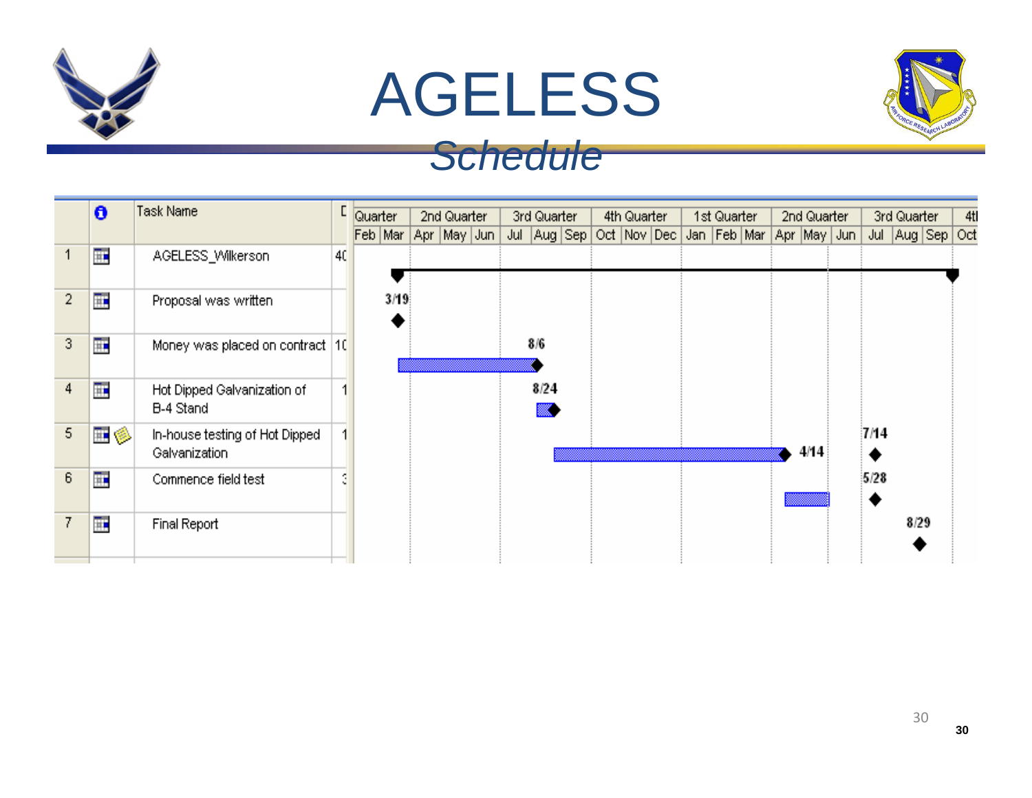# AGELESS

## *Schedule*

| | | Task Name | D |
|---|---|---|---|
| 1 | | AGELESS_Wilkerson | 40 |
| 2 | | Proposal was written | |
| 3 | | Money was placed on contract | 10 |
| 4 | | Hot Dipped Galvanization of B-4 Stand | 1 |
| 5 | | In-house testing of Hot Dipped Galvanization | 1 |
| 6 | | Commence field test | 3 |
| 7 | | Final Report | |

Timeline: Quarter (Feb, Mar) | 2nd Quarter (Apr, May, Jun) | 3rd Quarter (Jul, Aug, Sep) | 4th Quarter (Oct, Nov, Dec) | 1st Quarter (Jan, Feb, Mar) | 2nd Quarter (Apr, May, Jun) | 3rd Quarter (Jul, Aug, Sep) | 4th Quarter (Oct)

Milestones: 3/19, 8/6, 8/24, 4/14, 7/14, 5/28, 8/29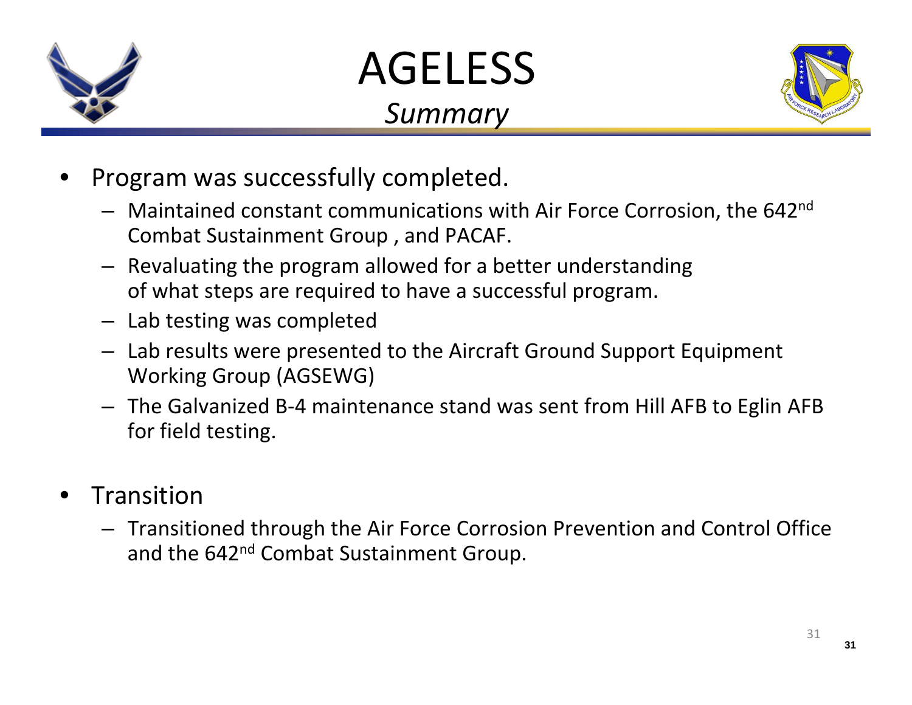# AGELESS

## *Summary*

- Program was successfully completed.
  - Maintained constant communications with Air Force Corrosion, the 642nd Combat Sustainment Group , and PACAF.
  - Revaluating the program allowed for a better understanding of what steps are required to have a successful program.
  - Lab testing was completed
  - Lab results were presented to the Aircraft Ground Support Equipment Working Group (AGSEWG)
  - The Galvanized B-4 maintenance stand was sent from Hill AFB to Eglin AFB for field testing.
- Transition
  - Transitioned through the Air Force Corrosion Prevention and Control Office and the 642nd Combat Sustainment Group.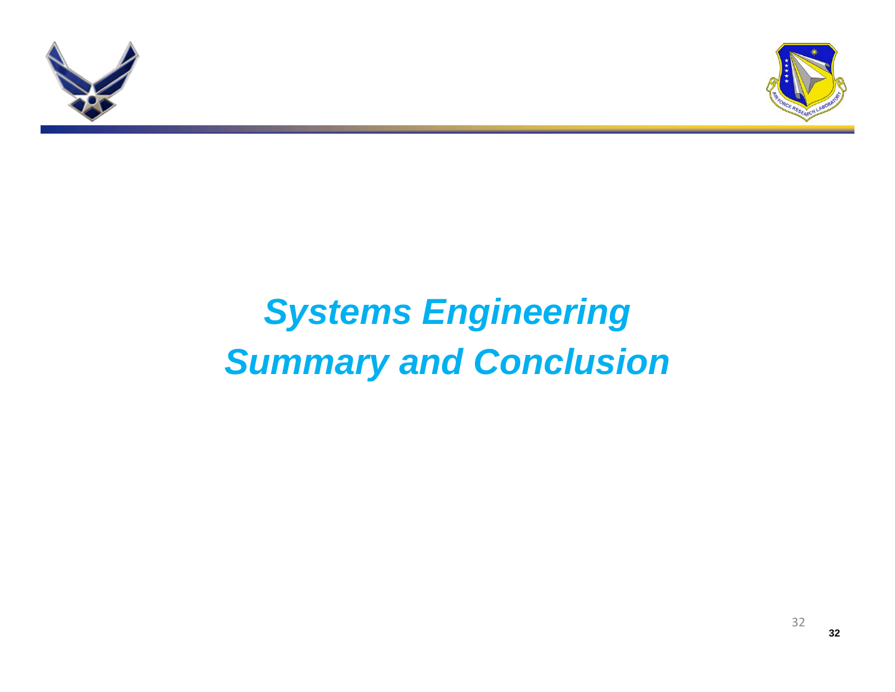# *Systems Engineering Summary and Conclusion*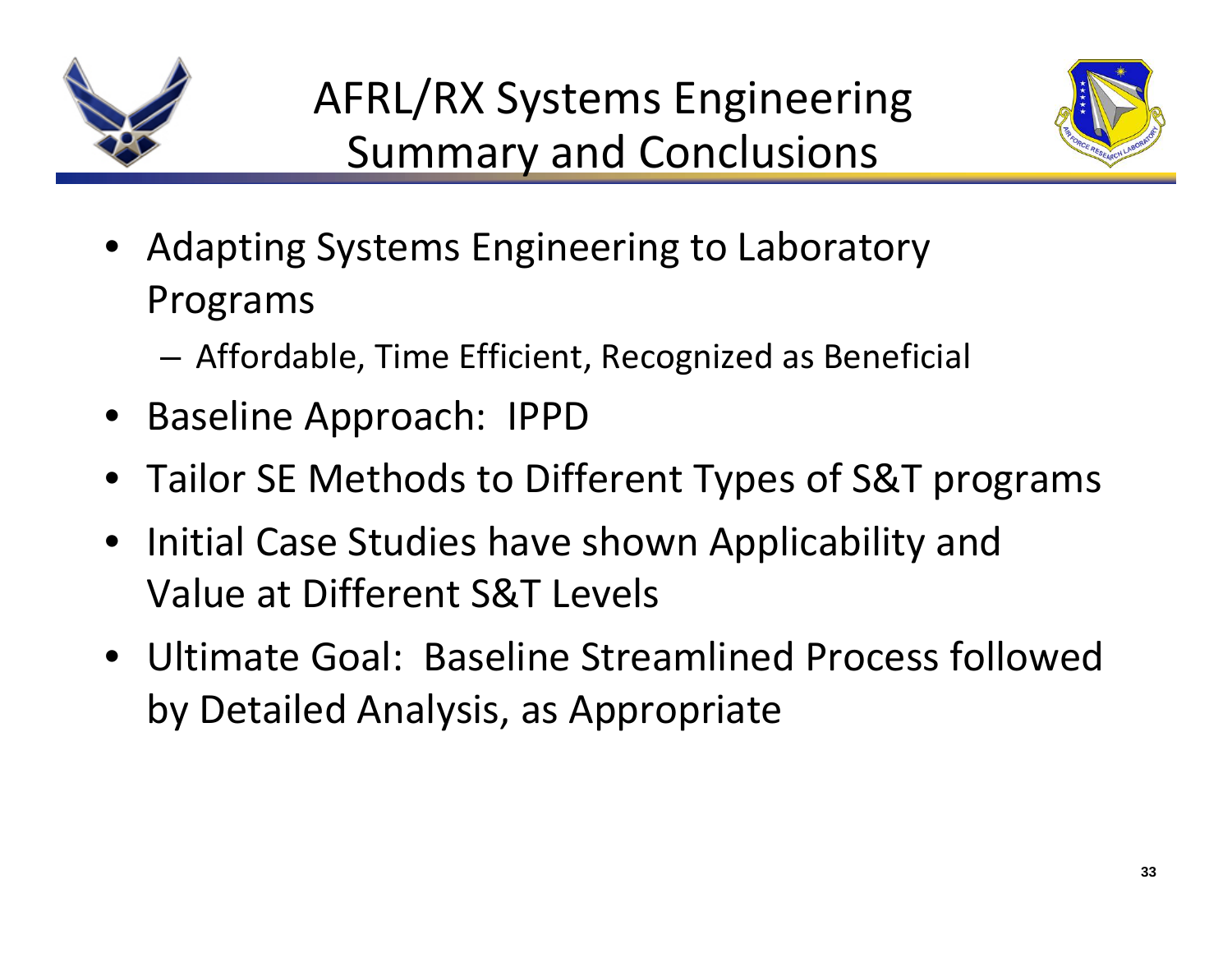# AFRL/RX Systems Engineering Summary and Conclusions

- Adapting Systems Engineering to Laboratory Programs
  - Affordable, Time Efficient, Recognized as Beneficial
- Baseline Approach: IPPD
- Tailor SE Methods to Different Types of S&T programs
- Initial Case Studies have shown Applicability and Value at Different S&T Levels
- Ultimate Goal: Baseline Streamlined Process followed by Detailed Analysis, as Appropriate